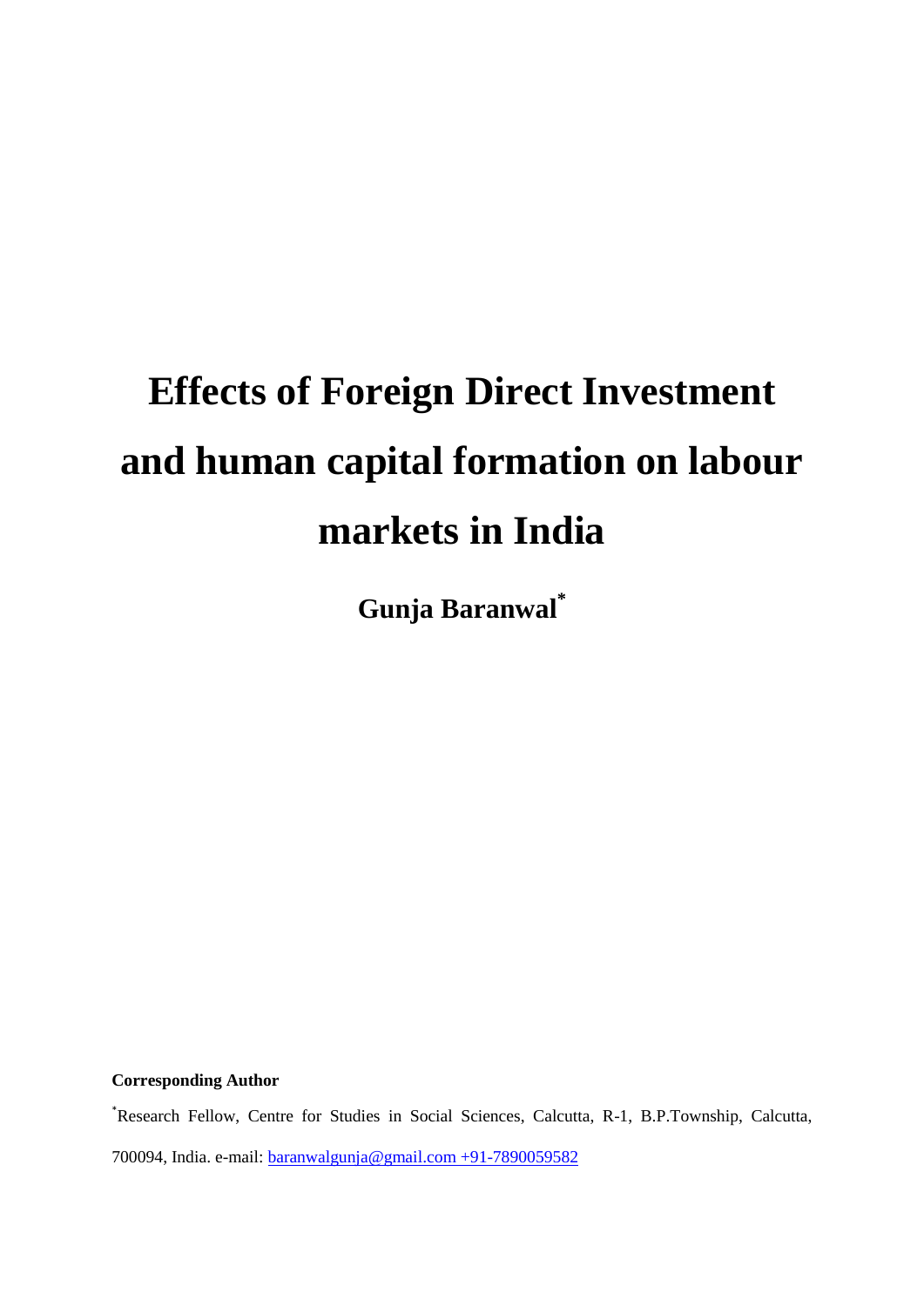# Effects of Foreign Direct Investment and human capital formation on labour markets in India

**Gunja Baranwal***

**Corresponding Author**

*Research Fellow, Centre for Studies in Social Sciences, Calcutta, R-1, B.P.Township, Calcutta, 700094, India. e-mail: baranwalgunja@gmail.com +91-7890059582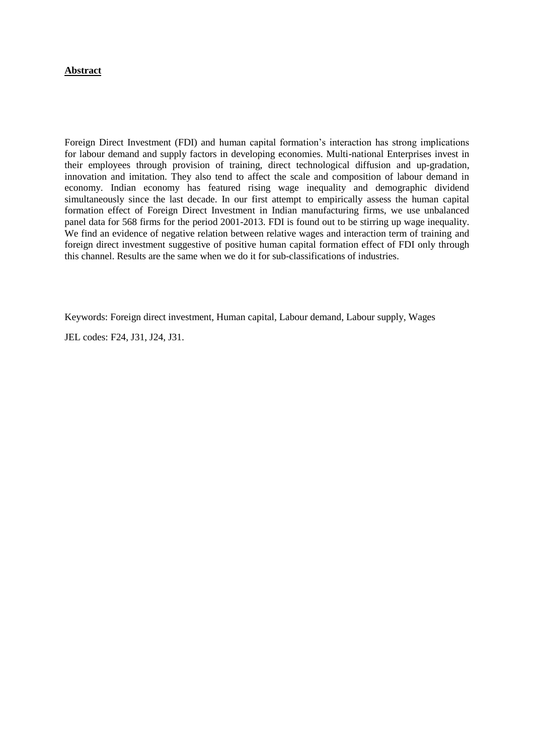**Abstract**

Foreign Direct Investment (FDI) and human capital formation's interaction has strong implications for labour demand and supply factors in developing economies. Multi-national Enterprises invest in their employees through provision of training, direct technological diffusion and up-gradation, innovation and imitation. They also tend to affect the scale and composition of labour demand in economy. Indian economy has featured rising wage inequality and demographic dividend simultaneously since the last decade. In our first attempt to empirically assess the human capital formation effect of Foreign Direct Investment in Indian manufacturing firms, we use unbalanced panel data for 568 firms for the period 2001-2013. FDI is found out to be stirring up wage inequality. We find an evidence of negative relation between relative wages and interaction term of training and foreign direct investment suggestive of positive human capital formation effect of FDI only through this channel. Results are the same when we do it for sub-classifications of industries.

Keywords: Foreign direct investment, Human capital, Labour demand, Labour supply, Wages

JEL codes: F24, J31, J24, J31.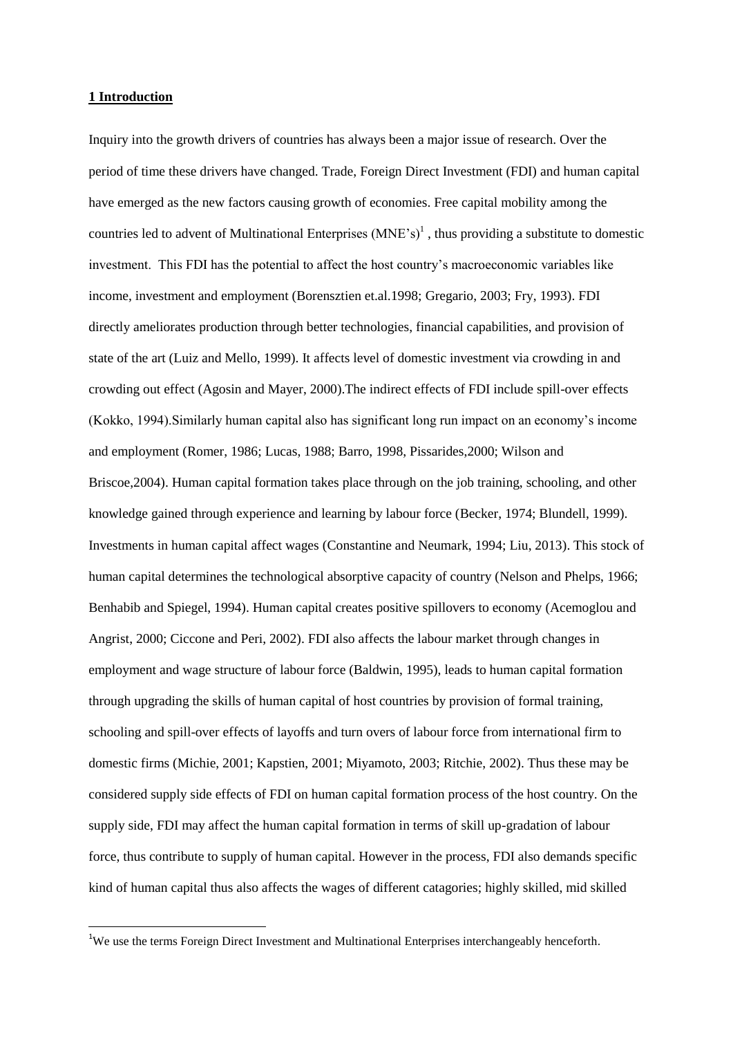## 1 Introduction

Inquiry into the growth drivers of countries has always been a major issue of research. Over the period of time these drivers have changed. Trade, Foreign Direct Investment (FDI) and human capital have emerged as the new factors causing growth of economies. Free capital mobility among the countries led to advent of Multinational Enterprises (MNE's)[1] , thus providing a substitute to domestic investment. This FDI has the potential to affect the host country's macroeconomic variables like income, investment and employment (Borensztien et.al.1998; Gregario, 2003; Fry, 1993). FDI directly ameliorates production through better technologies, financial capabilities, and provision of state of the art (Luiz and Mello, 1999). It affects level of domestic investment via crowding in and crowding out effect (Agosin and Mayer, 2000).The indirect effects of FDI include spill-over effects (Kokko, 1994).Similarly human capital also has significant long run impact on an economy's income and employment (Romer, 1986; Lucas, 1988; Barro, 1998, Pissarides,2000; Wilson and Briscoe,2004). Human capital formation takes place through on the job training, schooling, and other knowledge gained through experience and learning by labour force (Becker, 1974; Blundell, 1999). Investments in human capital affect wages (Constantine and Neumark, 1994; Liu, 2013). This stock of human capital determines the technological absorptive capacity of country (Nelson and Phelps, 1966; Benhabib and Spiegel, 1994). Human capital creates positive spillovers to economy (Acemoglou and Angrist, 2000; Ciccone and Peri, 2002). FDI also affects the labour market through changes in employment and wage structure of labour force (Baldwin, 1995), leads to human capital formation through upgrading the skills of human capital of host countries by provision of formal training, schooling and spill-over effects of layoffs and turn overs of labour force from international firm to domestic firms (Michie, 2001; Kapstien, 2001; Miyamoto, 2003; Ritchie, 2002). Thus these may be considered supply side effects of FDI on human capital formation process of the host country. On the supply side, FDI may affect the human capital formation in terms of skill up-gradation of labour force, thus contribute to supply of human capital. However in the process, FDI also demands specific kind of human capital thus also affects the wages of different catagories; highly skilled, mid skilled

[1]We use the terms Foreign Direct Investment and Multinational Enterprises interchangeably henceforth.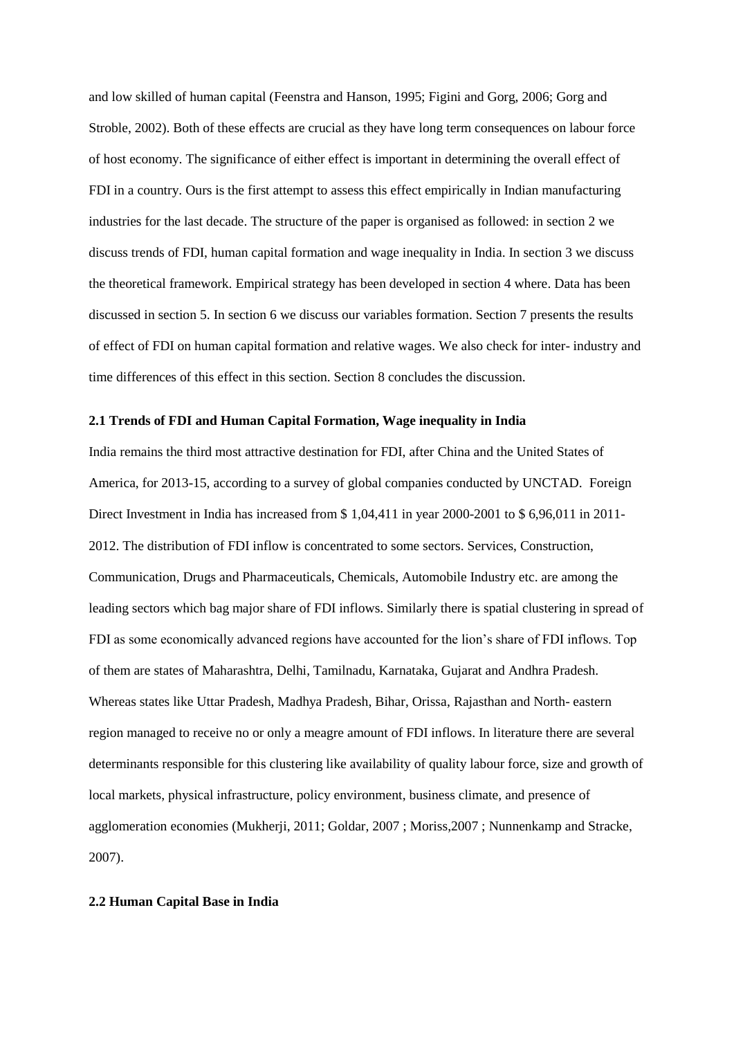and low skilled of human capital (Feenstra and Hanson, 1995; Figini and Gorg, 2006; Gorg and Stroble, 2002). Both of these effects are crucial as they have long term consequences on labour force of host economy. The significance of either effect is important in determining the overall effect of FDI in a country. Ours is the first attempt to assess this effect empirically in Indian manufacturing industries for the last decade. The structure of the paper is organised as followed: in section 2 we discuss trends of FDI, human capital formation and wage inequality in India. In section 3 we discuss the theoretical framework. Empirical strategy has been developed in section 4 where. Data has been discussed in section 5. In section 6 we discuss our variables formation. Section 7 presents the results of effect of FDI on human capital formation and relative wages. We also check for inter- industry and time differences of this effect in this section. Section 8 concludes the discussion.

### 2.1 Trends of FDI and Human Capital Formation, Wage inequality in India

India remains the third most attractive destination for FDI, after China and the United States of America, for 2013-15, according to a survey of global companies conducted by UNCTAD. Foreign Direct Investment in India has increased from $ 1,04,411 in year 2000-2001 to $ 6,96,011 in 2011-2012. The distribution of FDI inflow is concentrated to some sectors. Services, Construction, Communication, Drugs and Pharmaceuticals, Chemicals, Automobile Industry etc. are among the leading sectors which bag major share of FDI inflows. Similarly there is spatial clustering in spread of FDI as some economically advanced regions have accounted for the lion's share of FDI inflows. Top of them are states of Maharashtra, Delhi, Tamilnadu, Karnataka, Gujarat and Andhra Pradesh. Whereas states like Uttar Pradesh, Madhya Pradesh, Bihar, Orissa, Rajasthan and North- eastern region managed to receive no or only a meagre amount of FDI inflows. In literature there are several determinants responsible for this clustering like availability of quality labour force, size and growth of local markets, physical infrastructure, policy environment, business climate, and presence of agglomeration economies (Mukherji, 2011; Goldar, 2007 ; Moriss,2007 ; Nunnenkamp and Stracke, 2007).

### 2.2 Human Capital Base in India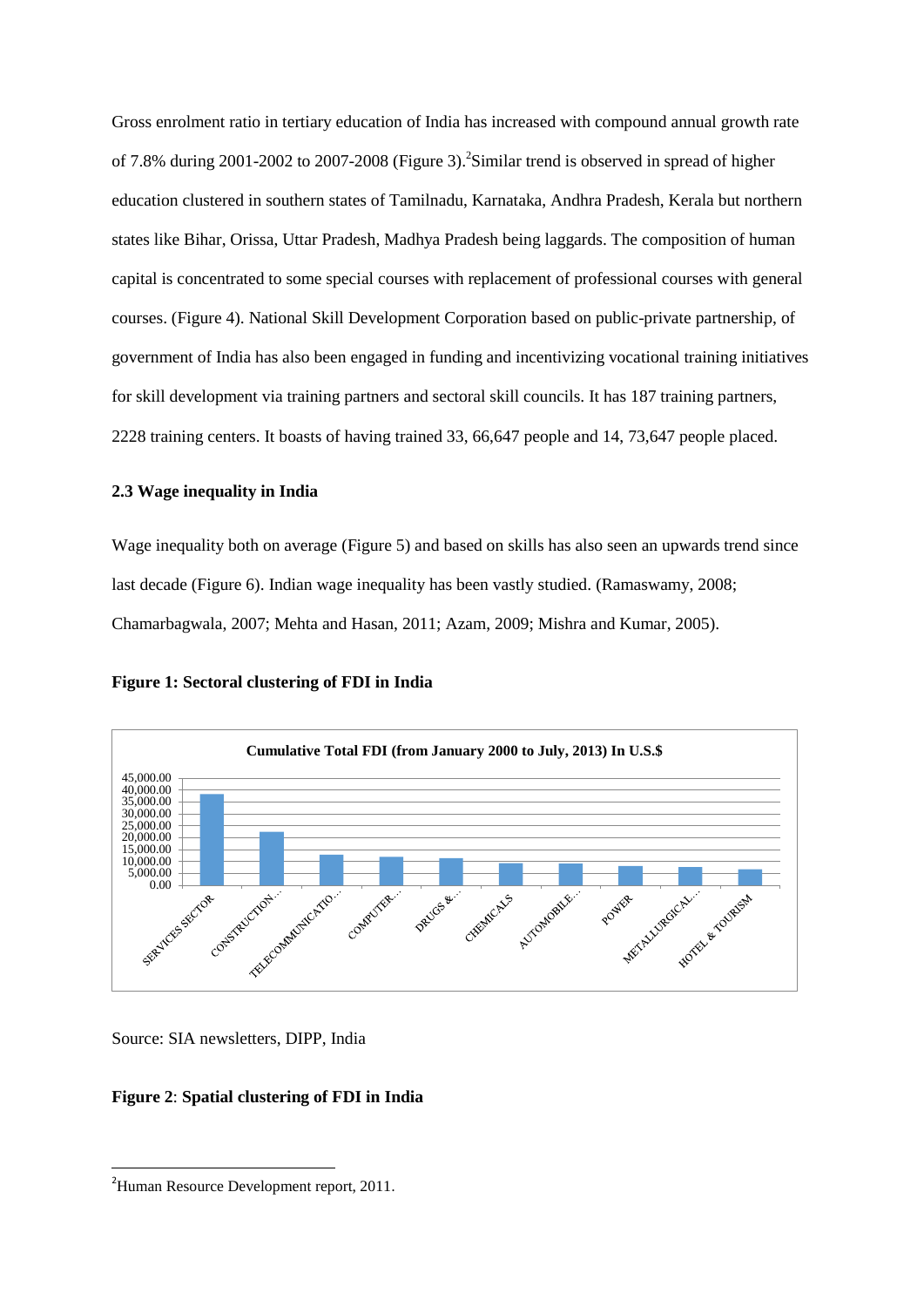Gross enrolment ratio in tertiary education of India has increased with compound annual growth rate of 7.8% during 2001-2002 to 2007-2008 (Figure 3).[2]Similar trend is observed in spread of higher education clustered in southern states of Tamilnadu, Karnataka, Andhra Pradesh, Kerala but northern states like Bihar, Orissa, Uttar Pradesh, Madhya Pradesh being laggards. The composition of human capital is concentrated to some special courses with replacement of professional courses with general courses. (Figure 4). National Skill Development Corporation based on public-private partnership, of government of India has also been engaged in funding and incentivizing vocational training initiatives for skill development via training partners and sectoral skill councils. It has 187 training partners, 2228 training centers. It boasts of having trained 33, 66,647 people and 14, 73,647 people placed.

### 2.3 Wage inequality in India

Wage inequality both on average (Figure 5) and based on skills has also seen an upwards trend since last decade (Figure 6). Indian wage inequality has been vastly studied. (Ramaswamy, 2008; Chamarbagwala, 2007; Mehta and Hasan, 2011; Azam, 2009; Mishra and Kumar, 2005).

**Figure 1: Sectoral clustering of FDI in India**

**Cumulative Total FDI (from January 2000 to July, 2013) In U.S.$**

Y-axis: 0.00, 5,000.00, 10,000.00, 15,000.00, 20,000.00, 25,000.00, 30,000.00, 35,000.00, 40,000.00, 45,000.00

X-axis: SERVICES SECTOR, CONSTRUCTION…, TELECOMMUNICATIO…, COMPUTER…, DRUGS &…, CHEMICALS, AUTOMOBILE…, POWER, METALLURGICAL…, HOTEL & TOURISM

Source: SIA newsletters, DIPP, India

**Figure 2**: **Spatial clustering of FDI in India**

---

[2] Human Resource Development report, 2011.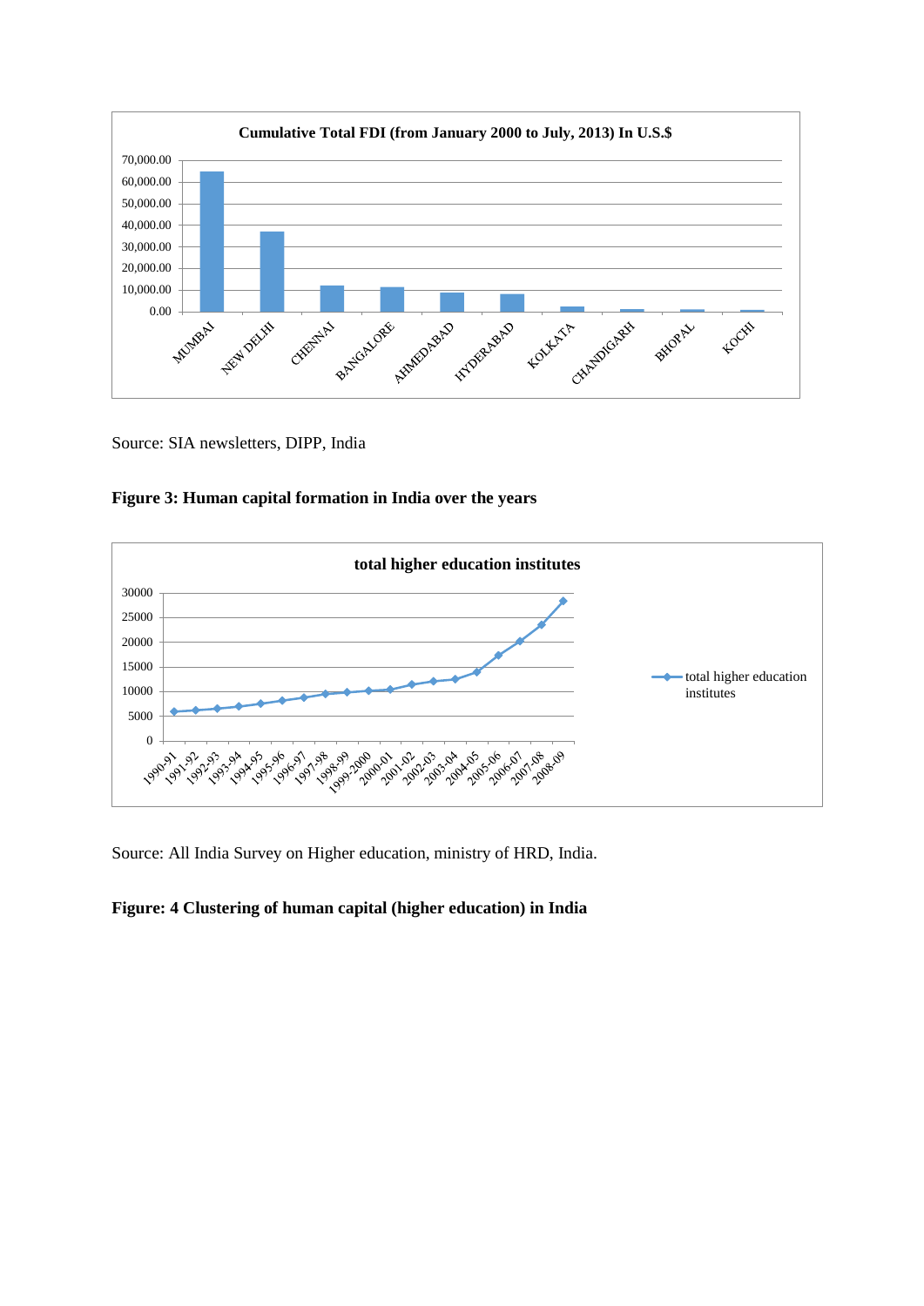Source: SIA newsletters, DIPP, India

**Figure 3: Human capital formation in India over the years**

Source: All India Survey on Higher education, ministry of HRD, India.

**Figure: 4 Clustering of human capital (higher education) in India**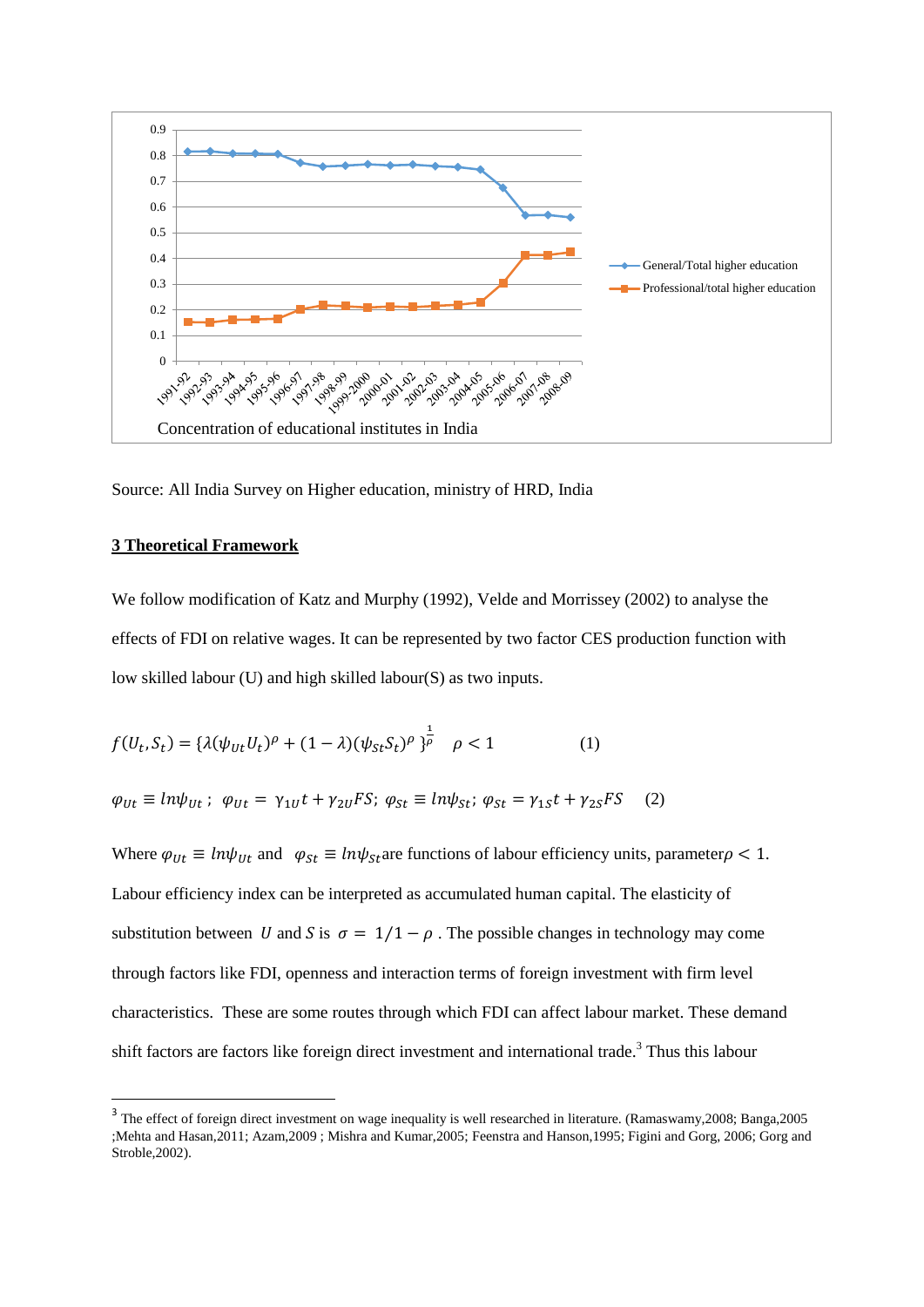Concentration of educational institutes in India

Source: All India Survey on Higher education, ministry of HRD, India

## 3 Theoretical Framework

We follow modification of Katz and Murphy (1992), Velde and Morrissey (2002) to analyse the effects of FDI on relative wages. It can be represented by two factor CES production function with low skilled labour (U) and high skilled labour(S) as two inputs.

$$f(U_t, S_t) = \{\lambda(\psi_{Ut}U_t)^{\rho} + (1-\lambda)(\psi_{St}S_t)^{\rho}\}^{\frac{1}{\rho}} \quad \rho < 1 \qquad (1)$$

$$\varphi_{Ut} \equiv ln\psi_{Ut}\,; \;\; \varphi_{Ut} = \gamma_{1U}t + \gamma_{2U}FS; \; \varphi_{St} \equiv ln\psi_{St}; \; \varphi_{St} = \gamma_{1S}t + \gamma_{2S}FS \qquad (2)$$

Where $\varphi_{Ut} \equiv ln\psi_{Ut}$ and $\varphi_{St} \equiv ln\psi_{St}$are functions of labour efficiency units, parameter$\rho < 1$. Labour efficiency index can be interpreted as accumulated human capital. The elasticity of substitution between $U$ and $S$ is $\sigma = 1/1-\rho$ . The possible changes in technology may come through factors like FDI, openness and interaction terms of foreign investment with firm level characteristics. These are some routes through which FDI can affect labour market. These demand shift factors are factors like foreign direct investment and international trade.[3] Thus this labour

[3] The effect of foreign direct investment on wage inequality is well researched in literature. (Ramaswamy,2008; Banga,2005 ;Mehta and Hasan,2011; Azam,2009 ; Mishra and Kumar,2005; Feenstra and Hanson,1995; Figini and Gorg, 2006; Gorg and Stroble,2002).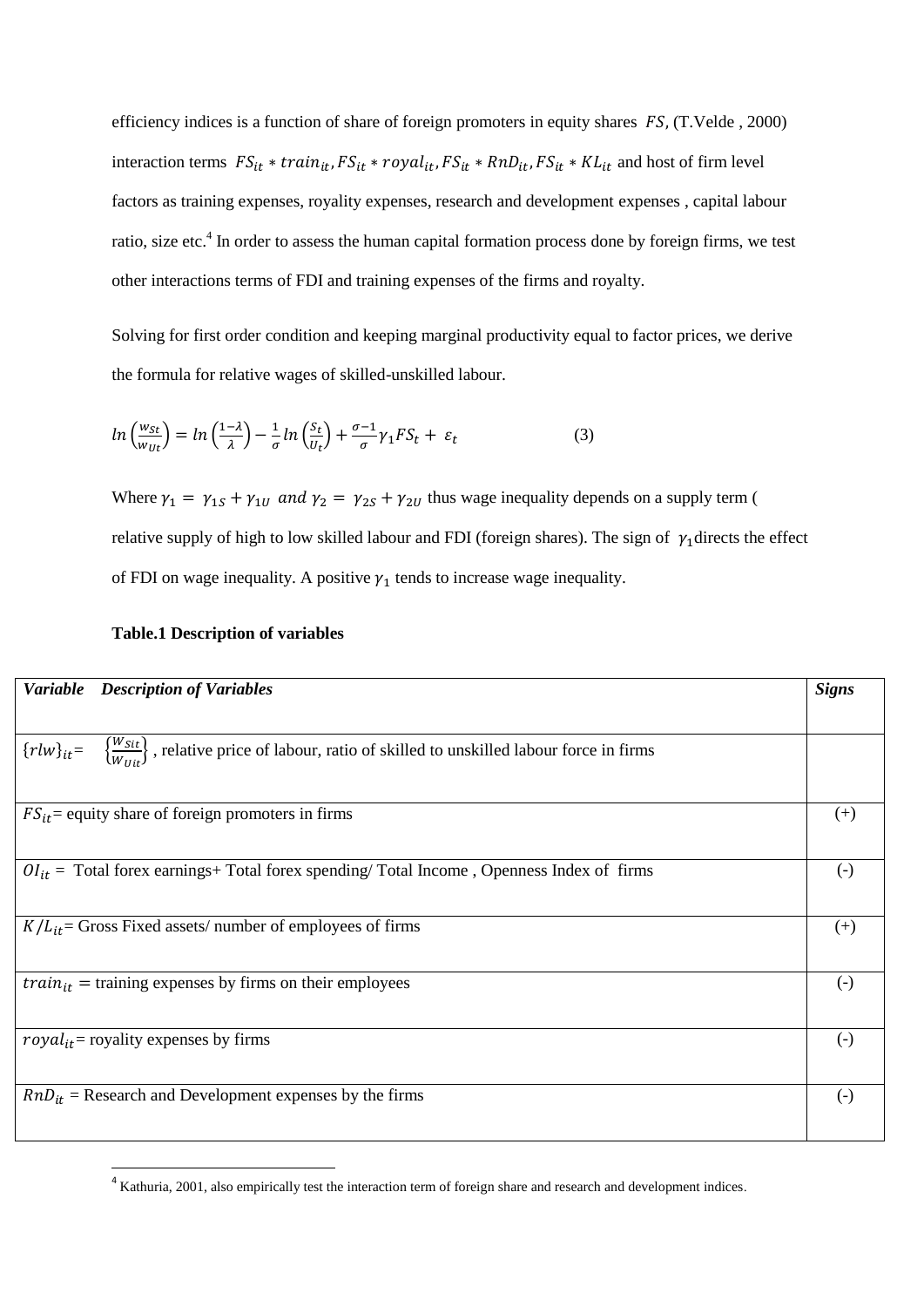efficiency indices is a function of share of foreign promoters in equity shares $FS$, (T.Velde , 2000) interaction terms $FS_{it} * train_{it}, FS_{it} * royal_{it}, FS_{it} * RnD_{it}, FS_{it} * KL_{it}$ and host of firm level factors as training expenses, royality expenses, research and development expenses , capital labour ratio, size etc.[4] In order to assess the human capital formation process done by foreign firms, we test other interactions terms of FDI and training expenses of the firms and royalty.

Solving for first order condition and keeping marginal productivity equal to factor prices, we derive the formula for relative wages of skilled-unskilled labour.

$$ln\left(\frac{w_{St}}{w_{Ut}}\right) = ln\left(\frac{1-\lambda}{\lambda}\right) - \frac{1}{\sigma} ln\left(\frac{S_t}{U_t}\right) + \frac{\sigma-1}{\sigma}\gamma_1 FS_t + \varepsilon_t \qquad (3)$$

Where $\gamma_1 = \gamma_{1S} + \gamma_{1U}$ $and$ $\gamma_2 = \gamma_{2S} + \gamma_{2U}$ thus wage inequality depends on a supply term ( relative supply of high to low skilled labour and FDI (foreign shares). The sign of $\gamma_1$ directs the effect of FDI on wage inequality. A positive $\gamma_1$ tends to increase wage inequality.

**Table.1 Description of variables**

| ***Variable*** ***Description of Variables*** | ***Signs*** |
|---|---|
| $\{rlw\}_{it} = \left\{\frac{W_{Sit}}{W_{Uit}}\right\}$ , relative price of labour, ratio of skilled to unskilled labour force in firms | |
| $FS_{it}$= equity share of foreign promoters in firms | (+) |
| $OI_{it}$ = Total forex earnings+ Total forex spending/ Total Income , Openness Index of firms | (-) |
| $K/L_{it}$= Gross Fixed assets/ number of employees of firms | (+) |
| $train_{it}$ = training expenses by firms on their employees | (-) |
| $royal_{it}$= royality expenses by firms | (-) |
| $RnD_{it}$ = Research and Development expenses by the firms | (-) |

[4] Kathuria, 2001, also empirically test the interaction term of foreign share and research and development indices.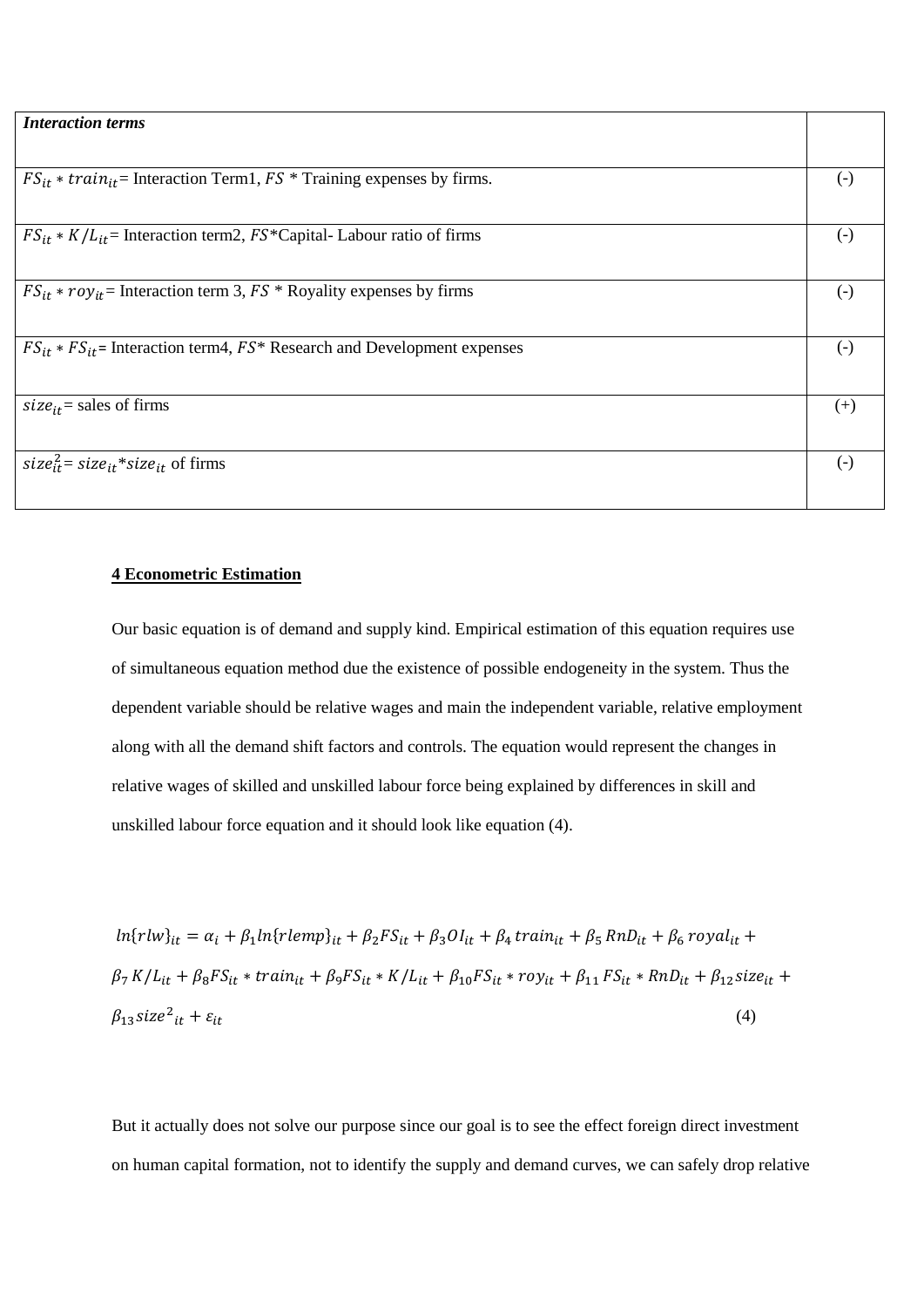| *Interaction terms* | |
|---|---|
| $FS_{it} * train_{it}$= Interaction Term1, $FS$ * Training expenses by firms. | (-) |
| $FS_{it} * K/L_{it}$= Interaction term2, $FS$*Capital- Labour ratio of firms | (-) |
| $FS_{it} * roy_{it}$= Interaction term 3, $FS$ * Royality expenses by firms | (-) |
| $FS_{it} * FS_{it}$= Interaction term4, $FS$* Research and Development expenses | (-) |
| $size_{it}$= sales of firms | (+) |
| $size_{it}^2$= $size_{it}$*$size_{it}$ of firms | (-) |

## 4 Econometric Estimation

Our basic equation is of demand and supply kind. Empirical estimation of this equation requires use of simultaneous equation method due the existence of possible endogeneity in the system. Thus the dependent variable should be relative wages and main the independent variable, relative employment along with all the demand shift factors and controls. The equation would represent the changes in relative wages of skilled and unskilled labour force being explained by differences in skill and unskilled labour force equation and it should look like equation (4).

$$ln\{rlw\}_{it} = \alpha_i + \beta_1 ln\{rlemp\}_{it} + \beta_2 FS_{it} + \beta_3 OI_{it} + \beta_4\, train_{it} + \beta_5\, RnD_{it} + \beta_6\, royal_{it} + \beta_7\, K/L_{it} + \beta_8 FS_{it} * train_{it} + \beta_9 FS_{it} * K/L_{it} + \beta_{10} FS_{it} * roy_{it} + \beta_{11}\, FS_{it} * RnD_{it} + \beta_{12} size_{it} + \beta_{13} size^2{}_{it} + \varepsilon_{it} \qquad (4)$$

But it actually does not solve our purpose since our goal is to see the effect foreign direct investment on human capital formation, not to identify the supply and demand curves, we can safely drop relative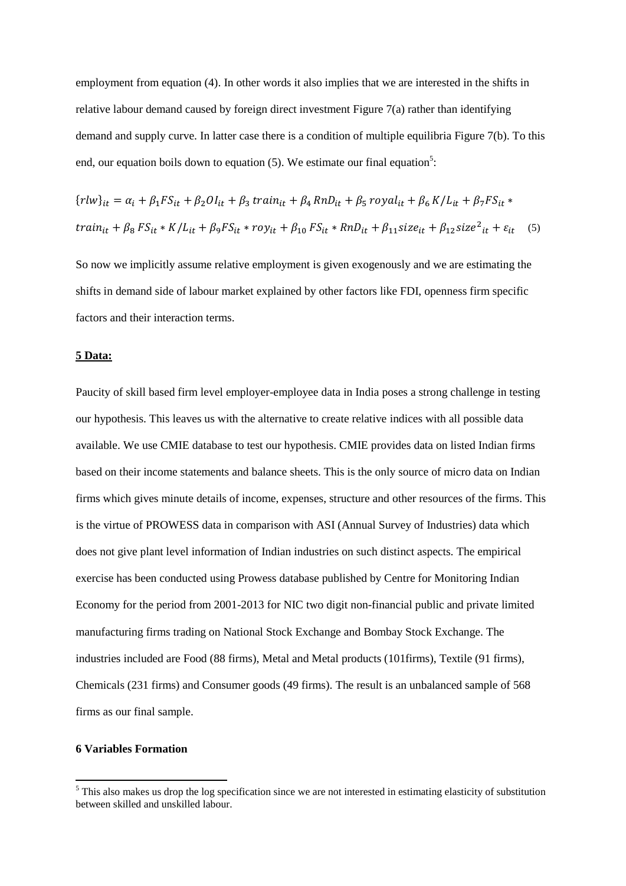employment from equation (4). In other words it also implies that we are interested in the shifts in relative labour demand caused by foreign direct investment Figure 7(a) rather than identifying demand and supply curve. In latter case there is a condition of multiple equilibria Figure 7(b). To this end, our equation boils down to equation (5). We estimate our final equation[5]:

$$\{rlw\}_{it} = \alpha_i + \beta_1 FS_{it} + \beta_2 OI_{it} + \beta_3\, train_{it} + \beta_4\, RnD_{it} + \beta_5\, royal_{it} + \beta_6\, K/L_{it} + \beta_7 FS_{it} * train_{it} + \beta_8\, FS_{it} * K/L_{it} + \beta_9 FS_{it} * roy_{it} + \beta_{10}\, FS_{it} * RnD_{it} + \beta_{11} size_{it} + \beta_{12} size^2{}_{it} + \varepsilon_{it} \quad (5)$$

So now we implicitly assume relative employment is given exogenously and we are estimating the shifts in demand side of labour market explained by other factors like FDI, openness firm specific factors and their interaction terms.

## 5 Data:

Paucity of skill based firm level employer-employee data in India poses a strong challenge in testing our hypothesis. This leaves us with the alternative to create relative indices with all possible data available. We use CMIE database to test our hypothesis. CMIE provides data on listed Indian firms based on their income statements and balance sheets. This is the only source of micro data on Indian firms which gives minute details of income, expenses, structure and other resources of the firms. This is the virtue of PROWESS data in comparison with ASI (Annual Survey of Industries) data which does not give plant level information of Indian industries on such distinct aspects. The empirical exercise has been conducted using Prowess database published by Centre for Monitoring Indian Economy for the period from 2001-2013 for NIC two digit non-financial public and private limited manufacturing firms trading on National Stock Exchange and Bombay Stock Exchange. The industries included are Food (88 firms), Metal and Metal products (101firms), Textile (91 firms), Chemicals (231 firms) and Consumer goods (49 firms). The result is an unbalanced sample of 568 firms as our final sample.

## 6 Variables Formation

[5] This also makes us drop the log specification since we are not interested in estimating elasticity of substitution between skilled and unskilled labour.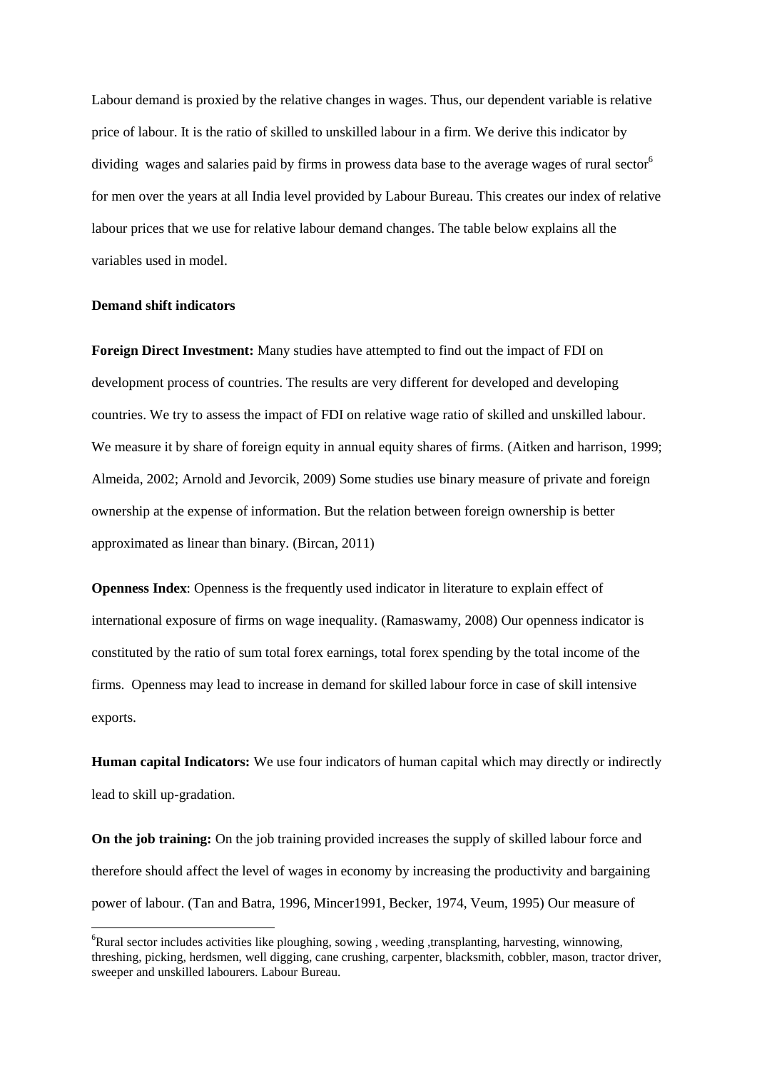Labour demand is proxied by the relative changes in wages. Thus, our dependent variable is relative price of labour. It is the ratio of skilled to unskilled labour in a firm. We derive this indicator by dividing wages and salaries paid by firms in prowess data base to the average wages of rural sector[6] for men over the years at all India level provided by Labour Bureau. This creates our index of relative labour prices that we use for relative labour demand changes. The table below explains all the variables used in model.

**Demand shift indicators**

**Foreign Direct Investment:** Many studies have attempted to find out the impact of FDI on development process of countries. The results are very different for developed and developing countries. We try to assess the impact of FDI on relative wage ratio of skilled and unskilled labour. We measure it by share of foreign equity in annual equity shares of firms. (Aitken and harrison, 1999; Almeida, 2002; Arnold and Jevorcik, 2009) Some studies use binary measure of private and foreign ownership at the expense of information. But the relation between foreign ownership is better approximated as linear than binary. (Bircan, 2011)

**Openness Index**: Openness is the frequently used indicator in literature to explain effect of international exposure of firms on wage inequality. (Ramaswamy, 2008) Our openness indicator is constituted by the ratio of sum total forex earnings, total forex spending by the total income of the firms. Openness may lead to increase in demand for skilled labour force in case of skill intensive exports.

**Human capital Indicators:** We use four indicators of human capital which may directly or indirectly lead to skill up-gradation.

**On the job training:** On the job training provided increases the supply of skilled labour force and therefore should affect the level of wages in economy by increasing the productivity and bargaining power of labour. (Tan and Batra, 1996, Mincer1991, Becker, 1974, Veum, 1995) Our measure of

[6] Rural sector includes activities like ploughing, sowing , weeding ,transplanting, harvesting, winnowing, threshing, picking, herdsmen, well digging, cane crushing, carpenter, blacksmith, cobbler, mason, tractor driver, sweeper and unskilled labourers. Labour Bureau.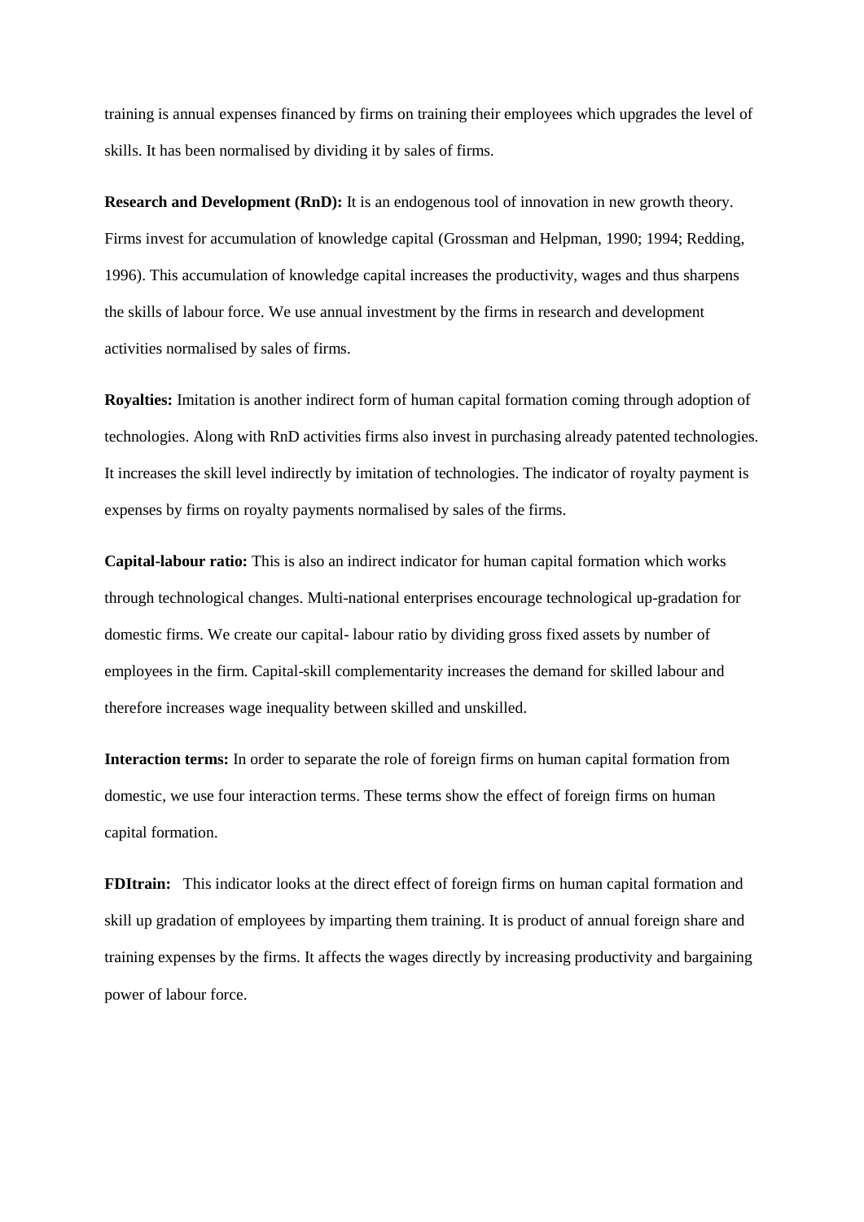training is annual expenses financed by firms on training their employees which upgrades the level of skills. It has been normalised by dividing it by sales of firms.

**Research and Development (RnD):** It is an endogenous tool of innovation in new growth theory. Firms invest for accumulation of knowledge capital (Grossman and Helpman, 1990; 1994; Redding, 1996). This accumulation of knowledge capital increases the productivity, wages and thus sharpens the skills of labour force. We use annual investment by the firms in research and development activities normalised by sales of firms.

**Royalties:** Imitation is another indirect form of human capital formation coming through adoption of technologies. Along with RnD activities firms also invest in purchasing already patented technologies. It increases the skill level indirectly by imitation of technologies. The indicator of royalty payment is expenses by firms on royalty payments normalised by sales of the firms.

**Capital-labour ratio:** This is also an indirect indicator for human capital formation which works through technological changes. Multi-national enterprises encourage technological up-gradation for domestic firms. We create our capital- labour ratio by dividing gross fixed assets by number of employees in the firm. Capital-skill complementarity increases the demand for skilled labour and therefore increases wage inequality between skilled and unskilled.

**Interaction terms:** In order to separate the role of foreign firms on human capital formation from domestic, we use four interaction terms. These terms show the effect of foreign firms on human capital formation.

**FDItrain:** This indicator looks at the direct effect of foreign firms on human capital formation and skill up gradation of employees by imparting them training. It is product of annual foreign share and training expenses by the firms. It affects the wages directly by increasing productivity and bargaining power of labour force.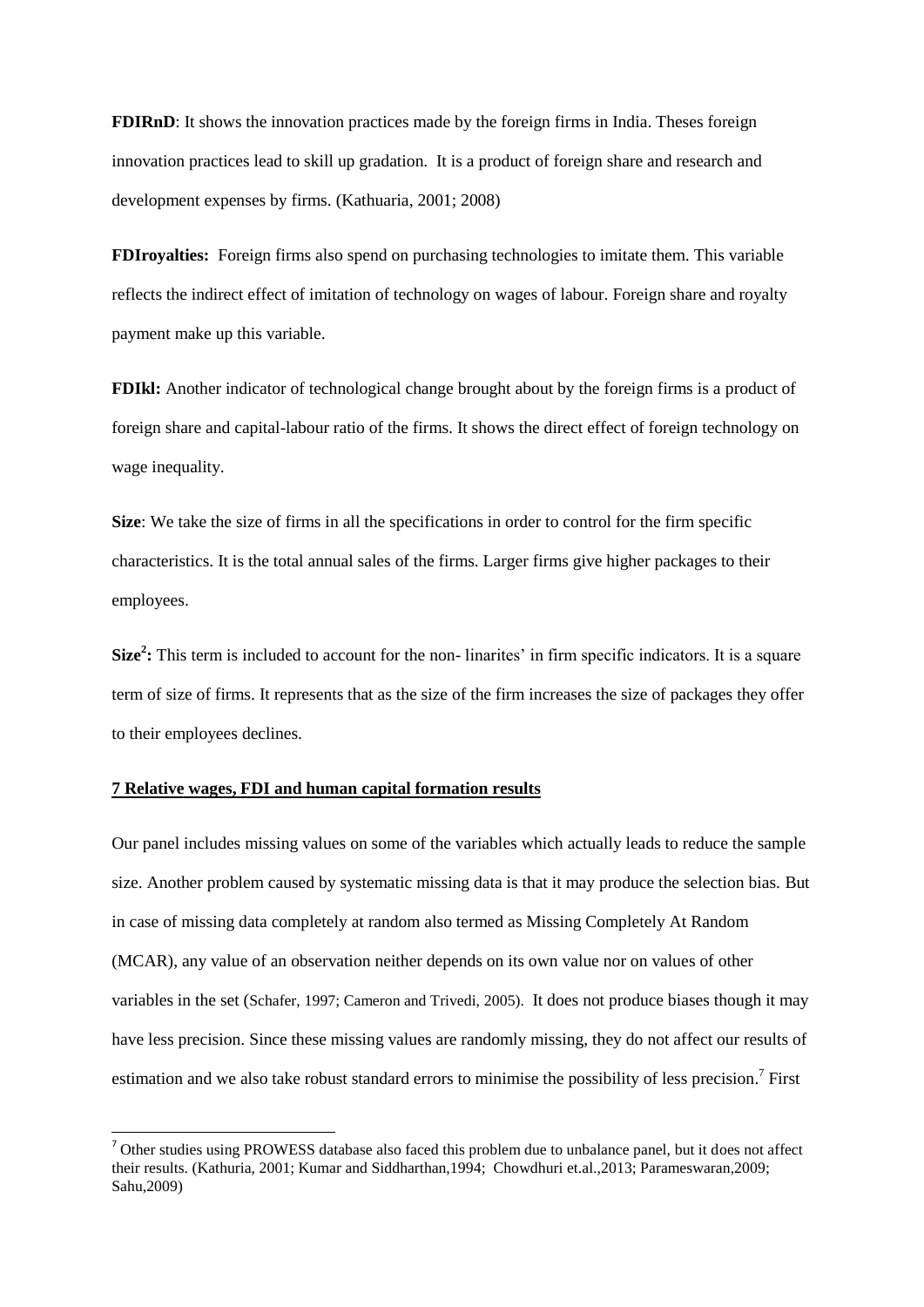**FDIRnD**: It shows the innovation practices made by the foreign firms in India. Theses foreign innovation practices lead to skill up gradation. It is a product of foreign share and research and development expenses by firms. (Kathuaria, 2001; 2008)

**FDIroyalties:** Foreign firms also spend on purchasing technologies to imitate them. This variable reflects the indirect effect of imitation of technology on wages of labour. Foreign share and royalty payment make up this variable.

**FDIkl:** Another indicator of technological change brought about by the foreign firms is a product of foreign share and capital-labour ratio of the firms. It shows the direct effect of foreign technology on wage inequality.

**Size**: We take the size of firms in all the specifications in order to control for the firm specific characteristics. It is the total annual sales of the firms. Larger firms give higher packages to their employees.

**Size$^2$:** This term is included to account for the non- linarites' in firm specific indicators. It is a square term of size of firms. It represents that as the size of the firm increases the size of packages they offer to their employees declines.

## 7 Relative wages, FDI and human capital formation results

Our panel includes missing values on some of the variables which actually leads to reduce the sample size. Another problem caused by systematic missing data is that it may produce the selection bias. But in case of missing data completely at random also termed as Missing Completely At Random (MCAR), any value of an observation neither depends on its own value nor on values of other variables in the set (Schafer, 1997; Cameron and Trivedi, 2005). It does not produce biases though it may have less precision. Since these missing values are randomly missing, they do not affect our results of estimation and we also take robust standard errors to minimise the possibility of less precision.[7] First

[7] Other studies using PROWESS database also faced this problem due to unbalance panel, but it does not affect their results. (Kathuria, 2001; Kumar and Siddharthan,1994; Chowdhuri et.al.,2013; Parameswaran,2009; Sahu,2009)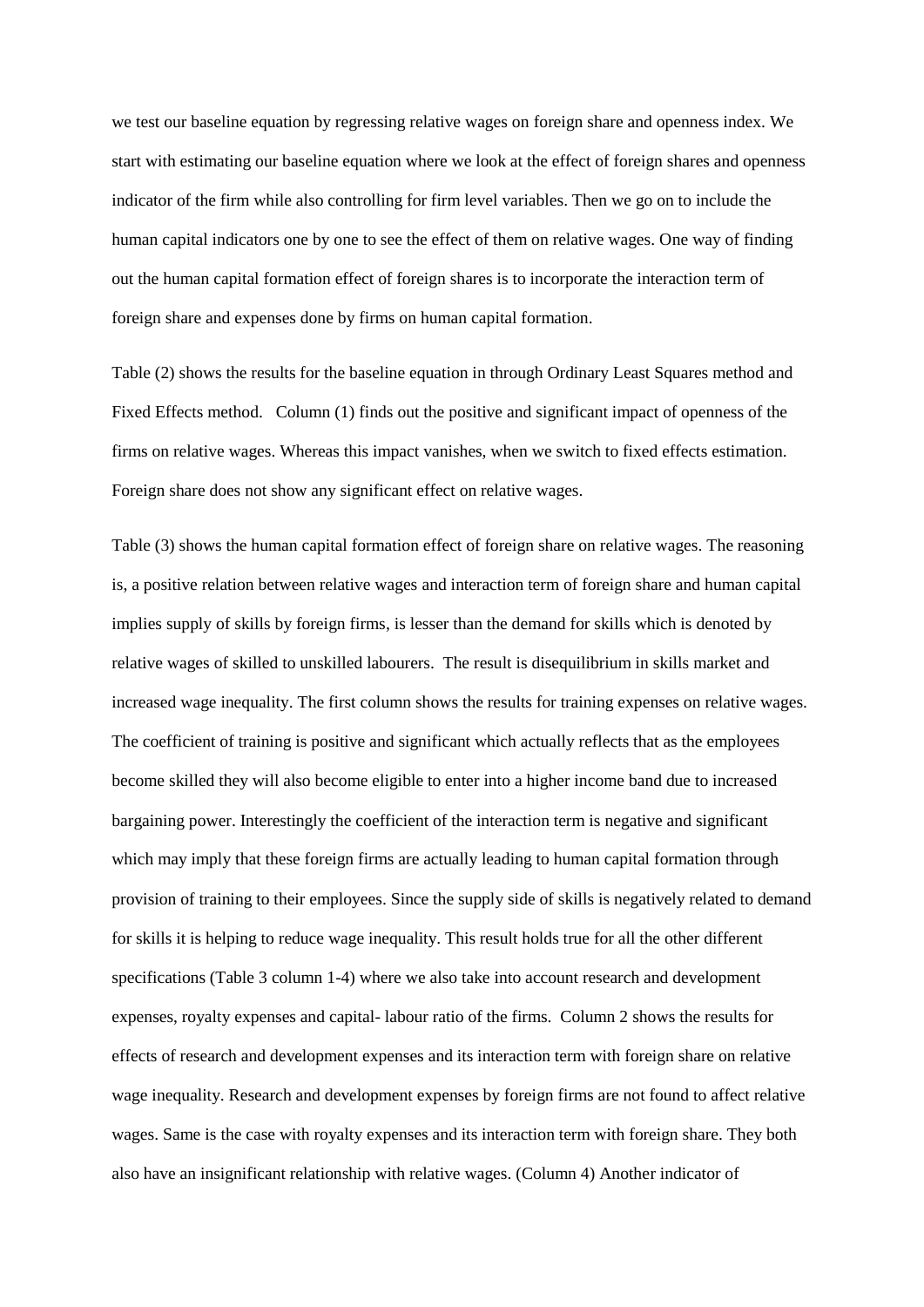we test our baseline equation by regressing relative wages on foreign share and openness index. We start with estimating our baseline equation where we look at the effect of foreign shares and openness indicator of the firm while also controlling for firm level variables. Then we go on to include the human capital indicators one by one to see the effect of them on relative wages. One way of finding out the human capital formation effect of foreign shares is to incorporate the interaction term of foreign share and expenses done by firms on human capital formation.

Table (2) shows the results for the baseline equation in through Ordinary Least Squares method and Fixed Effects method. Column (1) finds out the positive and significant impact of openness of the firms on relative wages. Whereas this impact vanishes, when we switch to fixed effects estimation. Foreign share does not show any significant effect on relative wages.

Table (3) shows the human capital formation effect of foreign share on relative wages. The reasoning is, a positive relation between relative wages and interaction term of foreign share and human capital implies supply of skills by foreign firms, is lesser than the demand for skills which is denoted by relative wages of skilled to unskilled labourers. The result is disequilibrium in skills market and increased wage inequality. The first column shows the results for training expenses on relative wages. The coefficient of training is positive and significant which actually reflects that as the employees become skilled they will also become eligible to enter into a higher income band due to increased bargaining power. Interestingly the coefficient of the interaction term is negative and significant which may imply that these foreign firms are actually leading to human capital formation through provision of training to their employees. Since the supply side of skills is negatively related to demand for skills it is helping to reduce wage inequality. This result holds true for all the other different specifications (Table 3 column 1-4) where we also take into account research and development expenses, royalty expenses and capital- labour ratio of the firms. Column 2 shows the results for effects of research and development expenses and its interaction term with foreign share on relative wage inequality. Research and development expenses by foreign firms are not found to affect relative wages. Same is the case with royalty expenses and its interaction term with foreign share. They both also have an insignificant relationship with relative wages. (Column 4) Another indicator of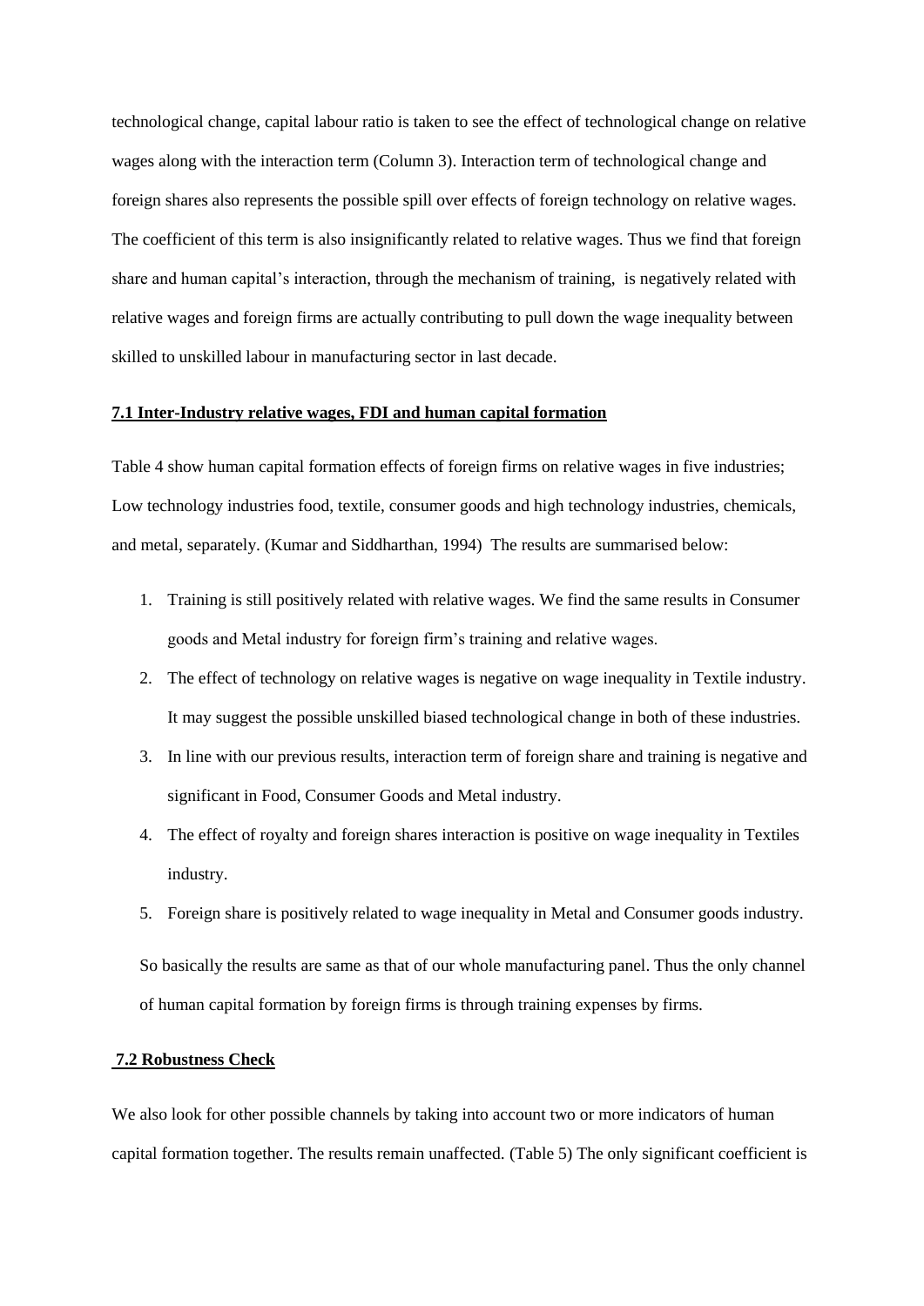technological change, capital labour ratio is taken to see the effect of technological change on relative wages along with the interaction term (Column 3). Interaction term of technological change and foreign shares also represents the possible spill over effects of foreign technology on relative wages. The coefficient of this term is also insignificantly related to relative wages. Thus we find that foreign share and human capital's interaction, through the mechanism of training, is negatively related with relative wages and foreign firms are actually contributing to pull down the wage inequality between skilled to unskilled labour in manufacturing sector in last decade.

### 7.1 Inter-Industry relative wages, FDI and human capital formation

Table 4 show human capital formation effects of foreign firms on relative wages in five industries; Low technology industries food, textile, consumer goods and high technology industries, chemicals, and metal, separately. (Kumar and Siddharthan, 1994) The results are summarised below:

1. Training is still positively related with relative wages. We find the same results in Consumer goods and Metal industry for foreign firm's training and relative wages.
2. The effect of technology on relative wages is negative on wage inequality in Textile industry. It may suggest the possible unskilled biased technological change in both of these industries.
3. In line with our previous results, interaction term of foreign share and training is negative and significant in Food, Consumer Goods and Metal industry.
4. The effect of royalty and foreign shares interaction is positive on wage inequality in Textiles industry.
5. Foreign share is positively related to wage inequality in Metal and Consumer goods industry.

So basically the results are same as that of our whole manufacturing panel. Thus the only channel of human capital formation by foreign firms is through training expenses by firms.

### 7.2 Robustness Check

We also look for other possible channels by taking into account two or more indicators of human capital formation together. The results remain unaffected. (Table 5) The only significant coefficient is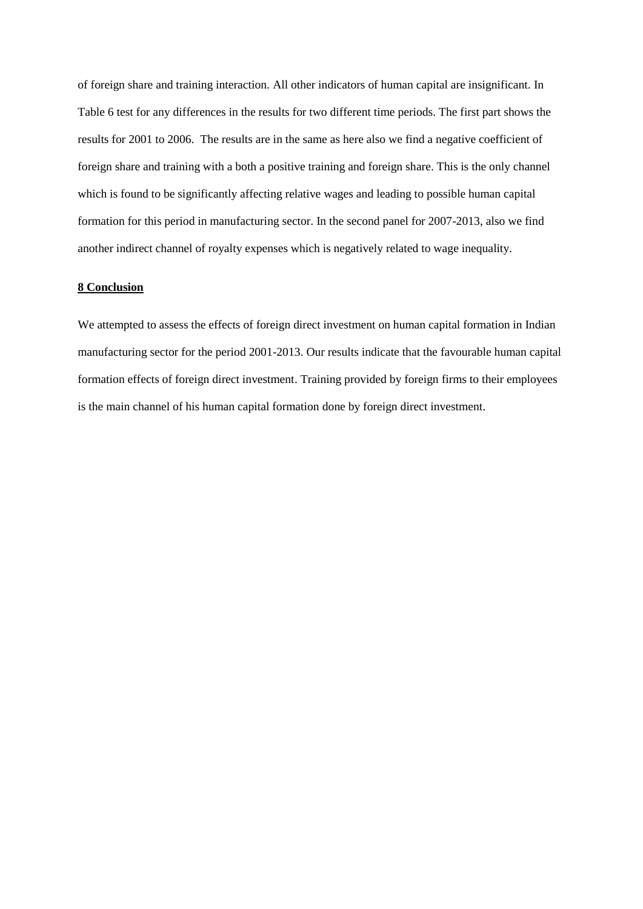of foreign share and training interaction. All other indicators of human capital are insignificant. In Table 6 test for any differences in the results for two different time periods. The first part shows the results for 2001 to 2006. The results are in the same as here also we find a negative coefficient of foreign share and training with a both a positive training and foreign share. This is the only channel which is found to be significantly affecting relative wages and leading to possible human capital formation for this period in manufacturing sector. In the second panel for 2007-2013, also we find another indirect channel of royalty expenses which is negatively related to wage inequality.

## 8 Conclusion

We attempted to assess the effects of foreign direct investment on human capital formation in Indian manufacturing sector for the period 2001-2013. Our results indicate that the favourable human capital formation effects of foreign direct investment. Training provided by foreign firms to their employees is the main channel of his human capital formation done by foreign direct investment.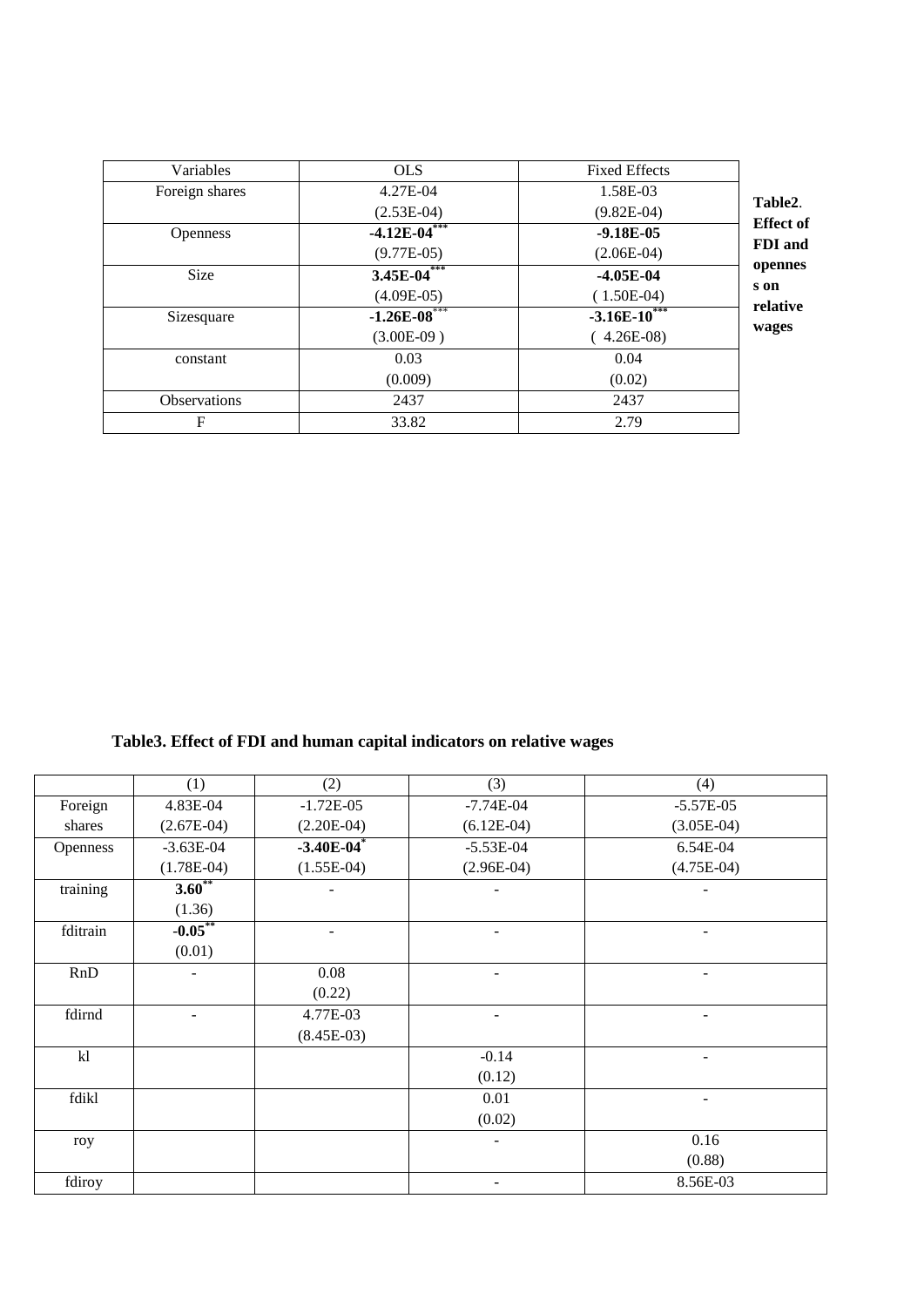**Table2. Effect of FDI and openness on relative wages**

| Variables | OLS | Fixed Effects |
|---|---|---|
| Foreign shares | 4.27E-04 | 1.58E-03 |
| | (2.53E-04) | (9.82E-04) |
| Openness | **-4.12E-04*** | **-9.18E-05** |
| | (9.77E-05) | (2.06E-04) |
| Size | **3.45E-04*** | **-4.05E-04** |
| | (4.09E-05) | ( 1.50E-04) |
| Sizesquare | **-1.26E-08*** | **-3.16E-10*** |
| | (3.00E-09 ) | ( 4.26E-08) |
| constant | 0.03 | 0.04 |
| | (0.009) | (0.02) |
| Observations | 2437 | 2437 |
| F | 33.82 | 2.79 |

**Table3. Effect of FDI and human capital indicators on relative wages**

| | (1) | (2) | (3) | (4) |
|---|---|---|---|---|
| Foreign shares | 4.83E-04 | -1.72E-05 | -7.74E-04 | -5.57E-05 |
| | (2.67E-04) | (2.20E-04) | (6.12E-04) | (3.05E-04) |
| Openness | -3.63E-04 | **-3.40E-04*** | -5.53E-04 | 6.54E-04 |
| | (1.78E-04) | (1.55E-04) | (2.96E-04) | (4.75E-04) |
| training | **3.60** | - | - | - |
| | (1.36) | | | |
| fditrain | **-0.05** | - | - | - |
| | (0.01) | | | |
| RnD | - | 0.08 | - | - |
| | | (0.22) | | |
| fdirnd | - | 4.77E-03 | - | - |
| | | (8.45E-03) | | |
| kl | | | -0.14 | - |
| | | | (0.12) | |
| fdikl | | | 0.01 | - |
| | | | (0.02) | |
| roy | | | - | 0.16 |
| | | | | (0.88) |
| fdiroy | | | - | 8.56E-03 |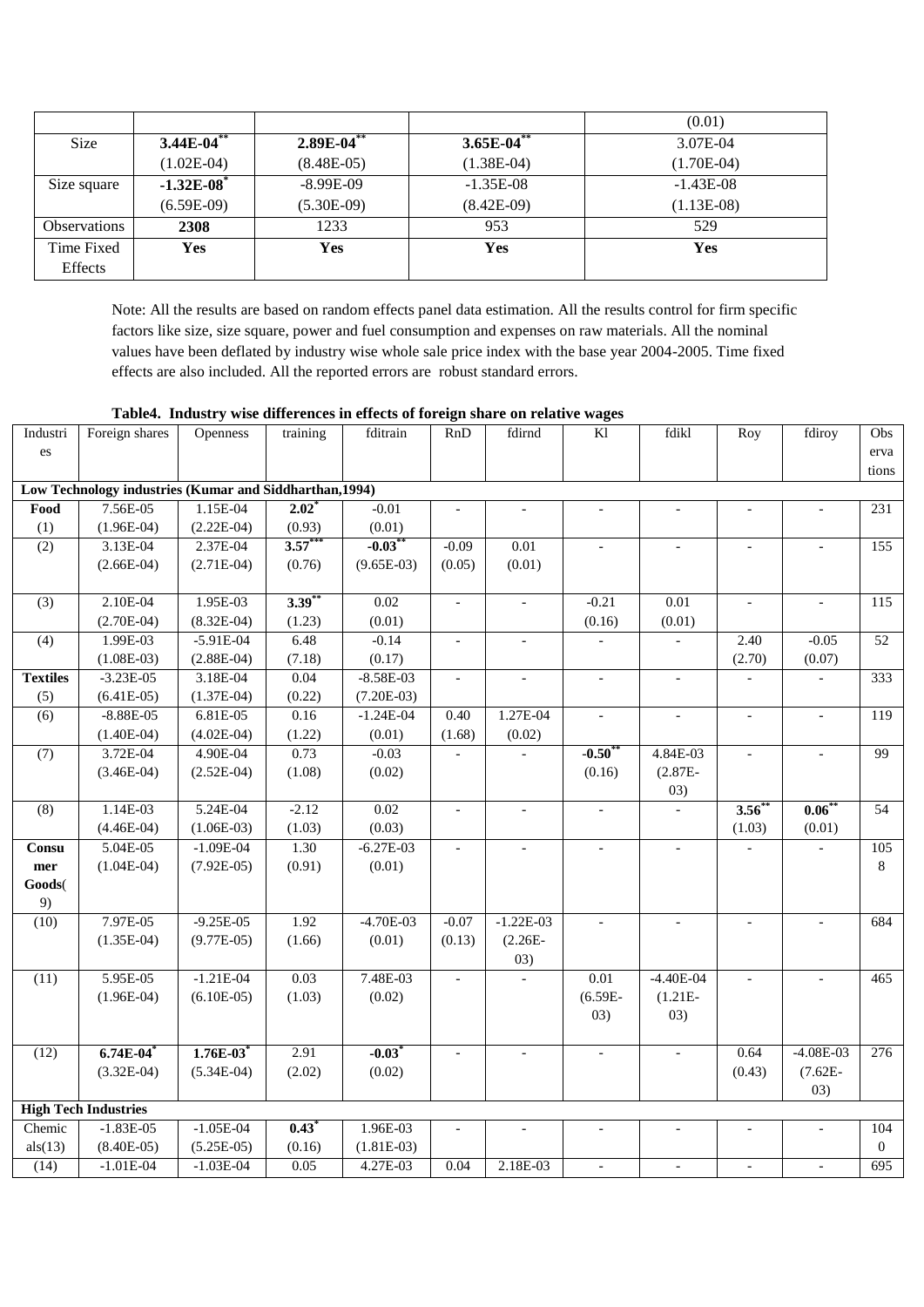| | | | | |
|---|---|---|---|---|
| | | | | (0.01) |
| Size | **3.44E-04**$^{**}$ | **2.89E-04**$^{**}$ | **3.65E-04**$^{**}$ | 3.07E-04 |
| | (1.02E-04) | (8.48E-05) | (1.38E-04) | (1.70E-04) |
| Size square | **-1.32E-08**$^{*}$ | -8.99E-09 | -1.35E-08 | -1.43E-08 |
| | (6.59E-09) | (5.30E-09) | (8.42E-09) | (1.13E-08) |
| Observations | **2308** | 1233 | 953 | 529 |
| Time Fixed Effects | **Yes** | **Yes** | **Yes** | **Yes** |

Note: All the results are based on random effects panel data estimation. All the results control for firm specific factors like size, size square, power and fuel consumption and expenses on raw materials. All the nominal values have been deflated by industry wise whole sale price index with the base year 2004-2005. Time fixed effects are also included. All the reported errors are robust standard errors.

**Table4. Industry wise differences in effects of foreign share on relative wages**

| Industries | Foreign shares | Openness | training | fditrain | RnD | fdirnd | Kl | fdikl | Roy | fdiroy | Observations |
|---|---|---|---|---|---|---|---|---|---|---|---|
| **Low Technology industries (Kumar and Siddharthan,1994)** | | | | | | | | | | | |
| **Food** | 7.56E-05 | 1.15E-04 | **2.02**$^{*}$ | -0.01 | - | - | - | - | - | - | 231 |
| (1) | (1.96E-04) | (2.22E-04) | (0.93) | (0.01) | | | | | | | |
| (2) | 3.13E-04 | 2.37E-04 | **3.57**$^{***}$ | **-0.03**$^{**}$ | -0.09 | 0.01 | - | - | - | - | 155 |
| | (2.66E-04) | (2.71E-04) | (0.76) | (9.65E-03) | (0.05) | (0.01) | | | | | |
| (3) | 2.10E-04 | 1.95E-03 | **3.39**$^{**}$ | 0.02 | - | - | -0.21 | 0.01 | - | - | 115 |
| | (2.70E-04) | (8.32E-04) | (1.23) | (0.01) | | | (0.16) | (0.01) | | | |
| (4) | 1.99E-03 | -5.91E-04 | 6.48 | -0.14 | - | - | - | - | 2.40 | -0.05 | 52 |
| | (1.08E-03) | (2.88E-04) | (7.18) | (0.17) | | | | | (2.70) | (0.07) | |
| **Textiles** | -3.23E-05 | 3.18E-04 | 0.04 | -8.58E-03 | - | - | - | - | - | - | 333 |
| (5) | (6.41E-05) | (1.37E-04) | (0.22) | (7.20E-03) | | | | | | | |
| (6) | -8.88E-05 | 6.81E-05 | 0.16 | -1.24E-04 | 0.40 | 1.27E-04 | - | - | - | - | 119 |
| | (1.40E-04) | (4.02E-04) | (1.22) | (0.01) | (1.68) | (0.02) | | | | | |
| (7) | 3.72E-04 | 4.90E-04 | 0.73 | -0.03 | - | - | **-0.50**$^{**}$ | 4.84E-03 | - | - | 99 |
| | (3.46E-04) | (2.52E-04) | (1.08) | (0.02) | | | (0.16) | (2.87E-03) | | | |
| (8) | 1.14E-03 | 5.24E-04 | -2.12 | 0.02 | - | - | - | - | **3.56**$^{**}$ | **0.06**$^{**}$ | 54 |
| | (4.46E-04) | (1.06E-03) | (1.03) | (0.03) | | | | | (1.03) | (0.01) | |
| **Consumer Goods**(9) | 5.04E-05 | -1.09E-04 | 1.30 | -6.27E-03 | - | - | - | - | - | - | 1058 |
| | (1.04E-04) | (7.92E-05) | (0.91) | (0.01) | | | | | | | |
| (10) | 7.97E-05 | -9.25E-05 | 1.92 | -4.70E-03 | -0.07 | -1.22E-03 | - | - | - | - | 684 |
| | (1.35E-04) | (9.77E-05) | (1.66) | (0.01) | (0.13) | (2.26E-03) | | | | | |
| (11) | 5.95E-05 | -1.21E-04 | 0.03 | 7.48E-03 | - | - | 0.01 | -4.40E-04 | - | - | 465 |
| | (1.96E-04) | (6.10E-05) | (1.03) | (0.02) | | | (6.59E-03) | (1.21E-03) | | | |
| (12) | **6.74E-04**$^{*}$ | **1.76E-03**$^{*}$ | 2.91 | **-0.03**$^{*}$ | - | - | - | - | 0.64 | -4.08E-03 | 276 |
| | (3.32E-04) | (5.34E-04) | (2.02) | (0.02) | | | | | (0.43) | (7.62E-03) | |
| **High Tech Industries** | | | | | | | | | | | |
| Chemicals(13) | -1.83E-05 | -1.05E-04 | **0.43**$^{*}$ | 1.96E-03 | - | - | - | - | - | - | 1040 |
| | (8.40E-05) | (5.25E-05) | (0.16) | (1.81E-03) | | | | | | | |
| (14) | -1.01E-04 | -1.03E-04 | 0.05 | 4.27E-03 | 0.04 | 2.18E-03 | - | - | - | - | 695 |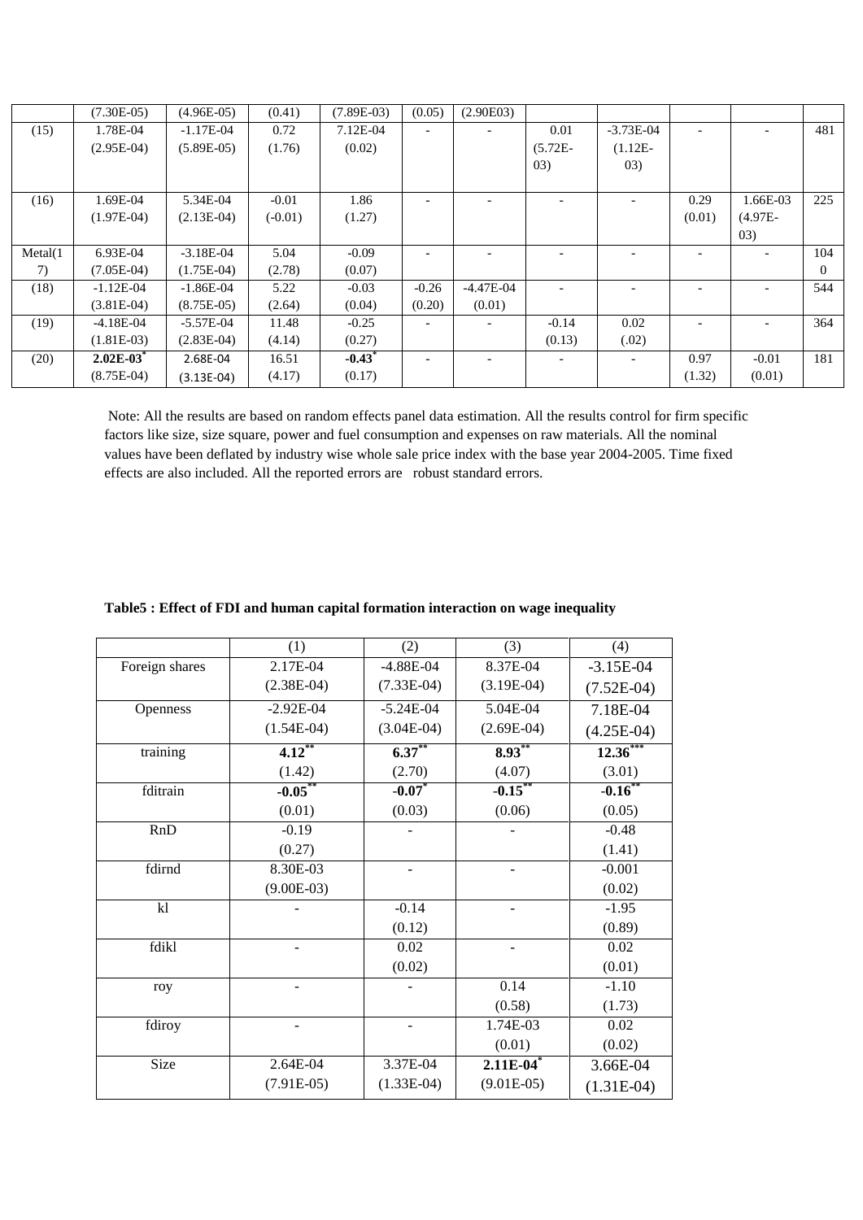|  | (7.30E-05) | (4.96E-05) | (0.41) | (7.89E-03) | (0.05) | (2.90E03) |  |  |  |  |  |
|---|---|---|---|---|---|---|---|---|---|---|---|
| (15) | 1.78E-04<br>(2.95E-04) | -1.17E-04<br>(5.89E-05) | 0.72<br>(1.76) | 7.12E-04<br>(0.02) | - | - | 0.01<br>(5.72E-03) | -3.73E-04<br>(1.12E-03) | - | - | 481 |
| (16) | 1.69E-04<br>(1.97E-04) | 5.34E-04<br>(2.13E-04) | -0.01<br>(-0.01) | 1.86<br>(1.27) | - | - | - | - | 0.29<br>(0.01) | 1.66E-03<br>(4.97E-03) | 225 |
| Metal(17) | 6.93E-04<br>(7.05E-04) | -3.18E-04<br>(1.75E-04) | 5.04<br>(2.78) | -0.09<br>(0.07) | - | - | - | - | - | - | 1040 |
| (18) | -1.12E-04<br>(3.81E-04) | -1.86E-04<br>(8.75E-05) | 5.22<br>(2.64) | -0.03<br>(0.04) | -0.26<br>(0.20) | -4.47E-04<br>(0.01) | - | - | - | - | 544 |
| (19) | -4.18E-04<br>(1.81E-03) | -5.57E-04<br>(2.83E-04) | 11.48<br>(4.14) | -0.25<br>(0.27) | - | - | -0.14<br>(0.13) | 0.02<br>(.02) | - | - | 364 |
| (20) | **2.02E-03***<br>(8.75E-04) | 2.68E-04<br>(3.13E-04) | 16.51<br>(4.17) | **-0.43***<br>(0.17) | - | - | - | - | 0.97<br>(1.32) | -0.01<br>(0.01) | 181 |

Note: All the results are based on random effects panel data estimation. All the results control for firm specific factors like size, size square, power and fuel consumption and expenses on raw materials. All the nominal values have been deflated by industry wise whole sale price index with the base year 2004-2005. Time fixed effects are also included. All the reported errors are robust standard errors.

**Table5 : Effect of FDI and human capital formation interaction on wage inequality**

|  | (1) | (2) | (3) | (4) |
|---|---|---|---|---|
| Foreign shares | 2.17E-04<br>(2.38E-04) | -4.88E-04<br>(7.33E-04) | 8.37E-04<br>(3.19E-04) | -3.15E-04<br>(7.52E-04) |
| Openness | -2.92E-04<br>(1.54E-04) | -5.24E-04<br>(3.04E-04) | 5.04E-04<br>(2.69E-04) | 7.18E-04<br>(4.25E-04) |
| training | **4.12****<br>(1.42) | **6.37****<br>(2.70) | **8.93****<br>(4.07) | **12.36*****<br>(3.01) |
| fditrain | **-0.05****<br>(0.01) | **-0.07***<br>(0.03) | **-0.15****<br>(0.06) | **-0.16****<br>(0.05) |
| RnD | -0.19<br>(0.27) | - | - | -0.48<br>(1.41) |
| fdirnd | 8.30E-03<br>(9.00E-03) | - | - | -0.001<br>(0.02) |
| kl | - | -0.14<br>(0.12) | - | -1.95<br>(0.89) |
| fdikl | - | 0.02<br>(0.02) | - | 0.02<br>(0.01) |
| roy | - | - | 0.14<br>(0.58) | -1.10<br>(1.73) |
| fdiroy | - | - | 1.74E-03<br>(0.01) | 0.02<br>(0.02) |
| Size | 2.64E-04<br>(7.91E-05) | 3.37E-04<br>(1.33E-04) | **2.11E-04***<br>(9.01E-05) | 3.66E-04<br>(1.31E-04) |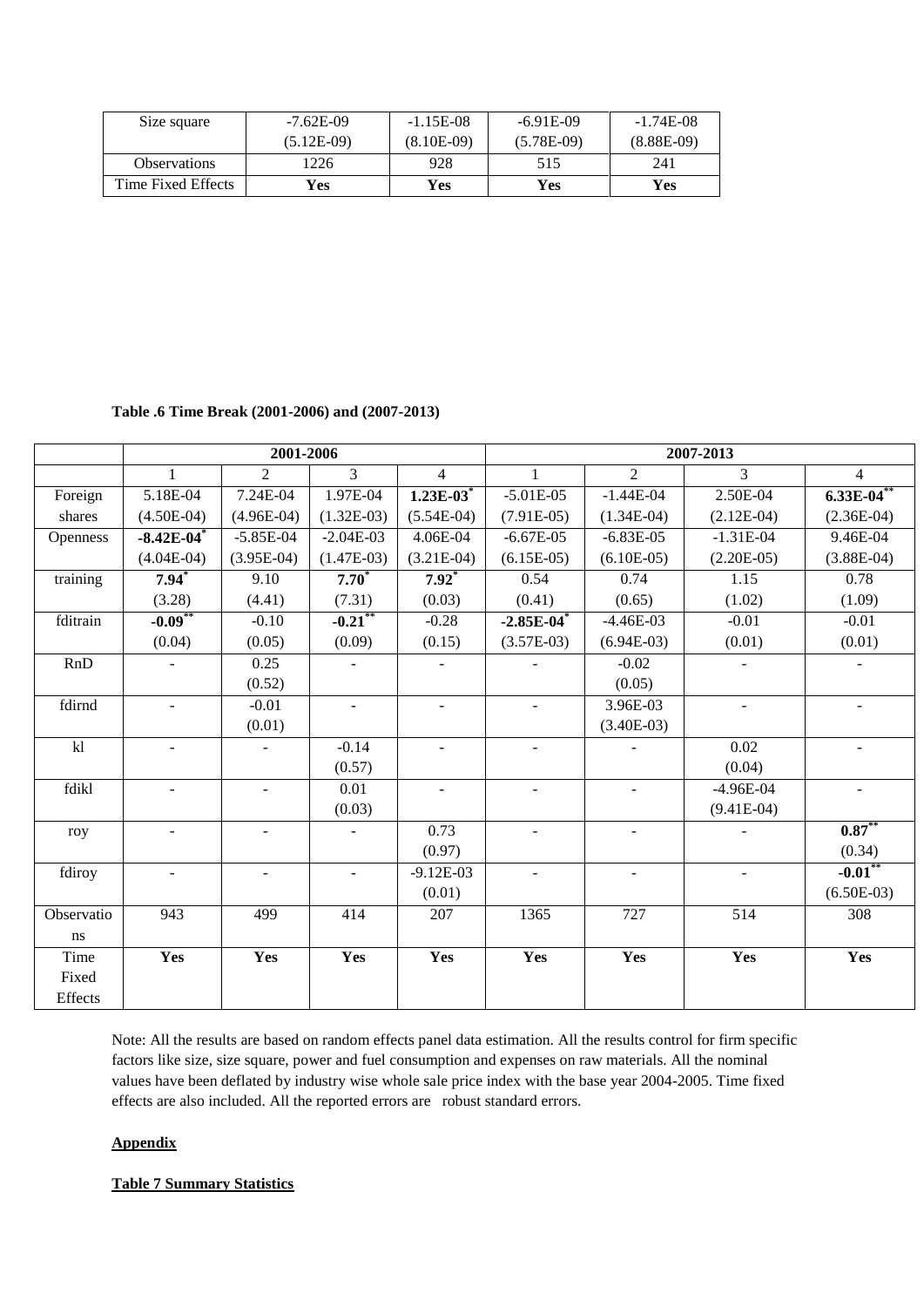| Size square | -7.62E-09 | -1.15E-08 | -6.91E-09 | -1.74E-08 |
|---|---|---|---|---|
| | (5.12E-09) | (8.10E-09) | (5.78E-09) | (8.88E-09) |
| Observations | 1226 | 928 | 515 | 241 |
| Time Fixed Effects | **Yes** | **Yes** | **Yes** | **Yes** |

**Table .6 Time Break (2001-2006) and (2007-2013)**

| | 2001-2006 | | | | 2007-2013 | | | |
|---|---|---|---|---|---|---|---|---|
| | 1 | 2 | 3 | 4 | 1 | 2 | 3 | 4 |
| Foreign shares | 5.18E-04<br>(4.50E-04) | 7.24E-04<br>(4.96E-04) | 1.97E-04<br>(1.32E-03) | **1.23E-03*** <br>(5.54E-04) | -5.01E-05<br>(7.91E-05) | -1.44E-04<br>(1.34E-04) | 2.50E-04<br>(2.12E-04) | **6.33E-04**** <br>(2.36E-04) |
| Openness | **-8.42E-04*** <br>(4.04E-04) | -5.85E-04<br>(3.95E-04) | -2.04E-03<br>(1.47E-03) | 4.06E-04<br>(3.21E-04) | -6.67E-05<br>(6.15E-05) | -6.83E-05<br>(6.10E-05) | -1.31E-04<br>(2.20E-05) | 9.46E-04<br>(3.88E-04) |
| training | **7.94*** <br>(3.28) | 9.10<br>(4.41) | **7.70*** <br>(7.31) | **7.92*** <br>(0.03) | 0.54<br>(0.41) | 0.74<br>(0.65) | 1.15<br>(1.02) | 0.78<br>(1.09) |
| fditrain | **-0.09**** <br>(0.04) | -0.10<br>(0.05) | **-0.21**** <br>(0.09) | -0.28<br>(0.15) | **-2.85E-04*** <br>(3.57E-03) | -4.46E-03<br>(6.94E-03) | -0.01<br>(0.01) | -0.01<br>(0.01) |
| RnD | - | 0.25<br>(0.52) | - | - | - | -0.02<br>(0.05) | - | - |
| fdirnd | - | -0.01<br>(0.01) | - | - | - | 3.96E-03<br>(3.40E-03) | - | - |
| kl | - | - | -0.14<br>(0.57) | - | - | - | 0.02<br>(0.04) | - |
| fdikl | - | - | 0.01<br>(0.03) | - | - | - | -4.96E-04<br>(9.41E-04) | - |
| roy | - | - | - | 0.73<br>(0.97) | - | - | - | **0.87**** <br>(0.34) |
| fdiroy | - | - | - | -9.12E-03<br>(0.01) | - | - | - | **-0.01**** <br>(6.50E-03) |
| Observations | 943 | 499 | 414 | 207 | 1365 | 727 | 514 | 308 |
| Time Fixed Effects | **Yes** | **Yes** | **Yes** | **Yes** | **Yes** | **Yes** | **Yes** | **Yes** |

Note: All the results are based on random effects panel data estimation. All the results control for firm specific factors like size, size square, power and fuel consumption and expenses on raw materials. All the nominal values have been deflated by industry wise whole sale price index with the base year 2004-2005. Time fixed effects are also included. All the reported errors are robust standard errors.

**Appendix**

**Table 7 Summary Statistics**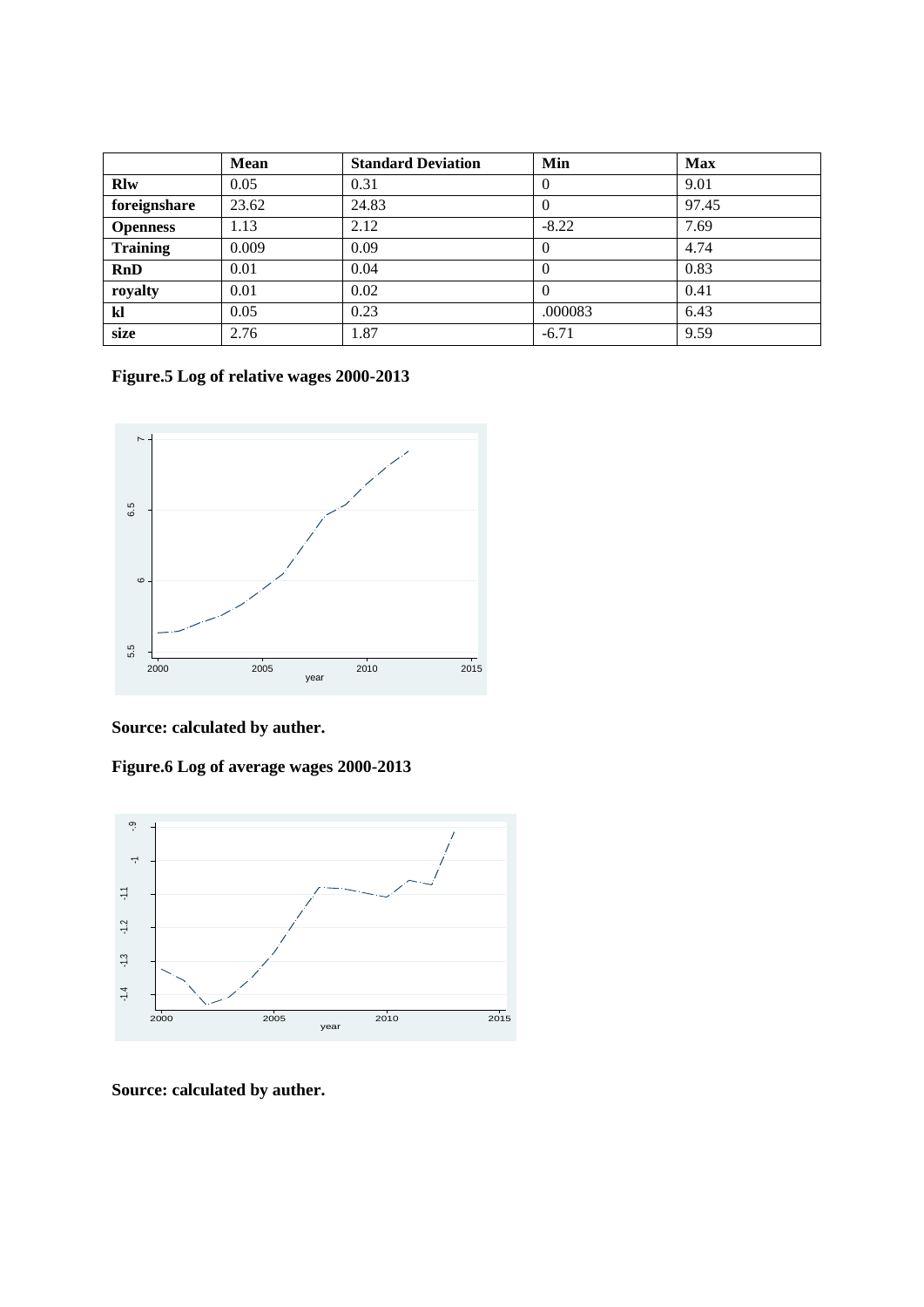|  | Mean | Standard Deviation | Min | Max |
|---|---|---|---|---|
| **Rlw** | 0.05 | 0.31 | 0 | 9.01 |
| **foreignshare** | 23.62 | 24.83 | 0 | 97.45 |
| **Openness** | 1.13 | 2.12 | -8.22 | 7.69 |
| **Training** | 0.009 | 0.09 | 0 | 4.74 |
| **RnD** | 0.01 | 0.04 | 0 | 0.83 |
| **royalty** | 0.01 | 0.02 | 0 | 0.41 |
| **kl** | 0.05 | 0.23 | .000083 | 6.43 |
| **size** | 2.76 | 1.87 | -6.71 | 9.59 |

**Figure.5 Log of relative wages 2000-2013**

**Source: calculated by auther.**

**Figure.6 Log of average wages 2000-2013**

**Source: calculated by auther.**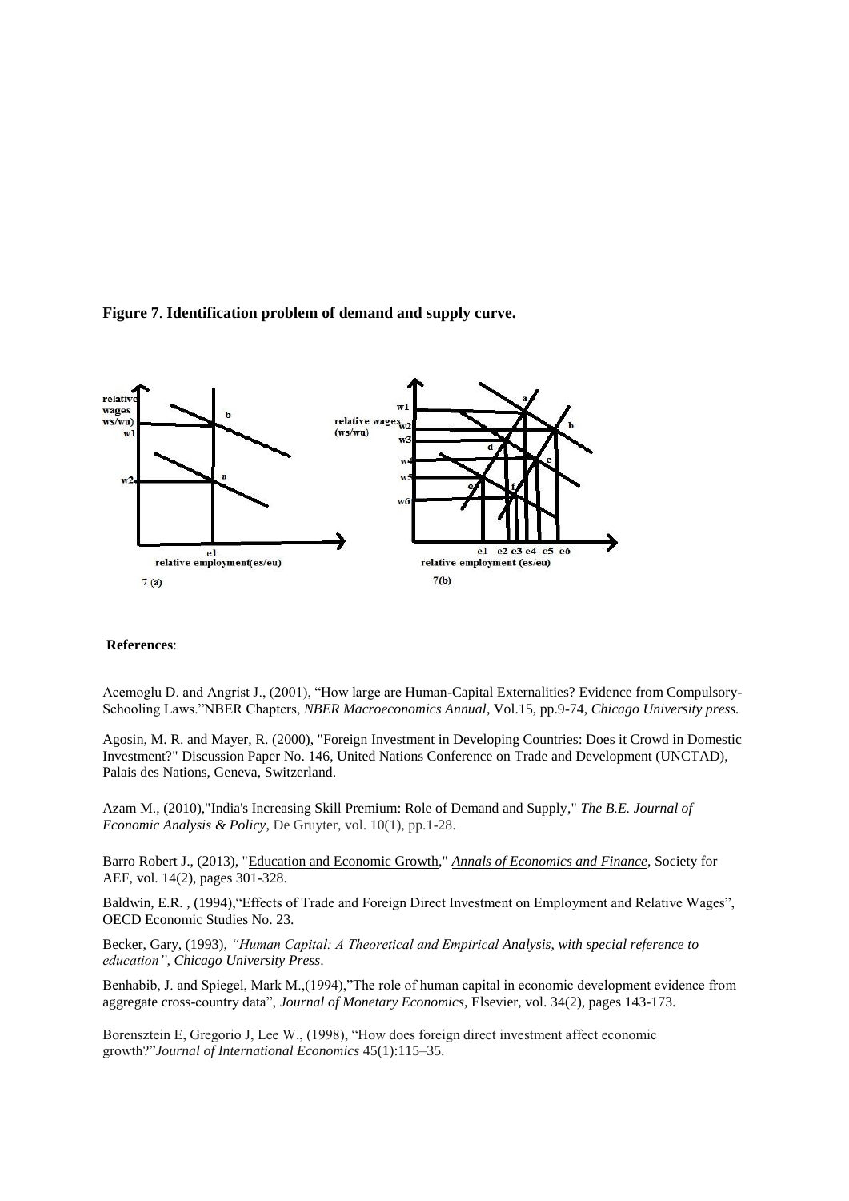**Figure 7**. **Identification problem of demand and supply curve.**

**References**:

Acemoglu D. and Angrist J., (2001), "How large are Human-Capital Externalities? Evidence from Compulsory-Schooling Laws."NBER Chapters, *NBER Macroeconomics Annual*, Vol.15, pp.9-74, *Chicago University press.*

Agosin, M. R. and Mayer, R. (2000), "Foreign Investment in Developing Countries: Does it Crowd in Domestic Investment?" Discussion Paper No. 146, United Nations Conference on Trade and Development (UNCTAD), Palais des Nations, Geneva, Switzerland.

Azam M., (2010),"India's Increasing Skill Premium: Role of Demand and Supply," *The B.E. Journal of Economic Analysis & Policy*, De Gruyter, vol. 10(1), pp.1-28.

Barro Robert J., (2013), "Education and Economic Growth," *Annals of Economics and Finance*, Society for AEF, vol. 14(2), pages 301-328.

Baldwin, E.R. , (1994),"Effects of Trade and Foreign Direct Investment on Employment and Relative Wages", OECD Economic Studies No. 23.

Becker, Gary, (1993), *"Human Capital: A Theoretical and Empirical Analysis, with special reference to education", Chicago University Press*.

Benhabib, J. and Spiegel, Mark M.,(1994),"The role of human capital in economic development evidence from aggregate cross-country data", *Journal of Monetary Economics*, Elsevier, vol. 34(2), pages 143-173.

Borensztein E, Gregorio J, Lee W., (1998), "How does foreign direct investment affect economic growth?"*Journal of International Economics* 45(1):115–35.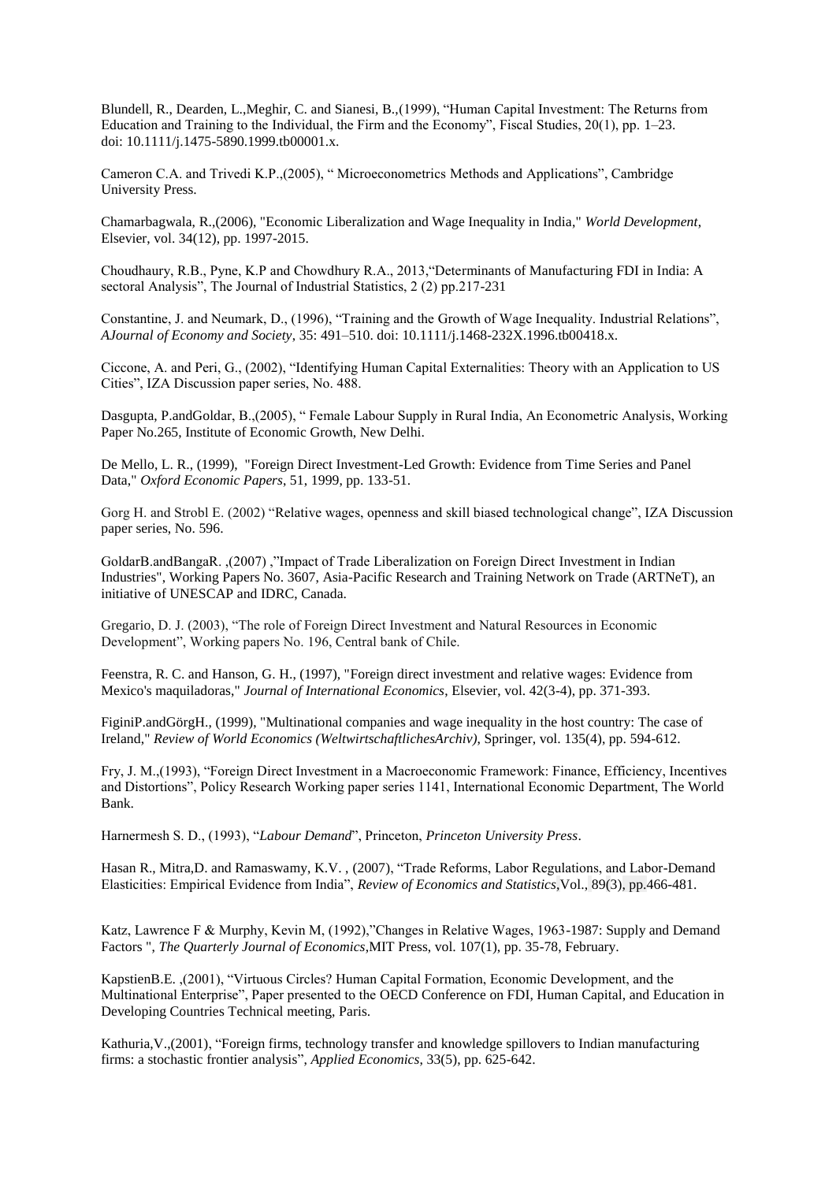Blundell, R., Dearden, L.,Meghir, C. and Sianesi, B.,(1999), "Human Capital Investment: The Returns from Education and Training to the Individual, the Firm and the Economy", Fiscal Studies, 20(1), pp. 1–23. doi: 10.1111/j.1475-5890.1999.tb00001.x.

Cameron C.A. and Trivedi K.P.,(2005), " Microeconometrics Methods and Applications", Cambridge University Press.

Chamarbagwala, R.,(2006), "Economic Liberalization and Wage Inequality in India," *World Development*, Elsevier, vol. 34(12), pp. 1997-2015.

Choudhaury, R.B., Pyne, K.P and Chowdhury R.A., 2013,"Determinants of Manufacturing FDI in India: A sectoral Analysis", The Journal of Industrial Statistics, 2 (2) pp.217-231

Constantine, J. and Neumark, D., (1996), "Training and the Growth of Wage Inequality. Industrial Relations", *AJournal of Economy and Society*, 35: 491–510. doi: 10.1111/j.1468-232X.1996.tb00418.x.

Ciccone, A. and Peri, G., (2002), "Identifying Human Capital Externalities: Theory with an Application to US Cities", IZA Discussion paper series, No. 488.

Dasgupta, P.andGoldar, B.,(2005), " Female Labour Supply in Rural India, An Econometric Analysis, Working Paper No.265, Institute of Economic Growth, New Delhi.

De Mello, L. R., (1999), "Foreign Direct Investment-Led Growth: Evidence from Time Series and Panel Data," *Oxford Economic Papers*, 51, 1999, pp. 133-51.

Gorg H. and Strobl E. (2002) "Relative wages, openness and skill biased technological change", IZA Discussion paper series, No. 596.

GoldarB.andBangaR. ,(2007) ,"Impact of Trade Liberalization on Foreign Direct Investment in Indian Industries", Working Papers No. 3607, Asia-Pacific Research and Training Network on Trade (ARTNeT), an initiative of UNESCAP and IDRC, Canada.

Gregario, D. J. (2003), "The role of Foreign Direct Investment and Natural Resources in Economic Development", Working papers No. 196, Central bank of Chile.

Feenstra, R. C. and Hanson, G. H., (1997), "Foreign direct investment and relative wages: Evidence from Mexico's maquiladoras," *Journal of International Economics*, Elsevier, vol. 42(3-4), pp. 371-393.

FiginiP.andGörgH., (1999), "Multinational companies and wage inequality in the host country: The case of Ireland," *Review of World Economics (WeltwirtschaftlichesArchiv)*, Springer, vol. 135(4), pp. 594-612.

Fry, J. M.,(1993), "Foreign Direct Investment in a Macroeconomic Framework: Finance, Efficiency, Incentives and Distortions", Policy Research Working paper series 1141, International Economic Department, The World Bank.

Harnermesh S. D., (1993), "*Labour Demand*", Princeton, *Princeton University Press*.

Hasan R., Mitra,D. and Ramaswamy, K.V. , (2007), "Trade Reforms, Labor Regulations, and Labor-Demand Elasticities: Empirical Evidence from India", *Review of Economics and Statistics*,Vol., 89(3), pp.466-481.

Katz, Lawrence F & Murphy, Kevin M, (1992),"Changes in Relative Wages, 1963-1987: Supply and Demand Factors ", *The Quarterly Journal of Economics*,MIT Press, vol. 107(1), pp. 35-78, February.

KapstienB.E. ,(2001), "Virtuous Circles? Human Capital Formation, Economic Development, and the Multinational Enterprise", Paper presented to the OECD Conference on FDI, Human Capital, and Education in Developing Countries Technical meeting, Paris.

Kathuria,V.,(2001), "Foreign firms, technology transfer and knowledge spillovers to Indian manufacturing firms: a stochastic frontier analysis", *Applied Economics*, 33(5), pp. 625-642.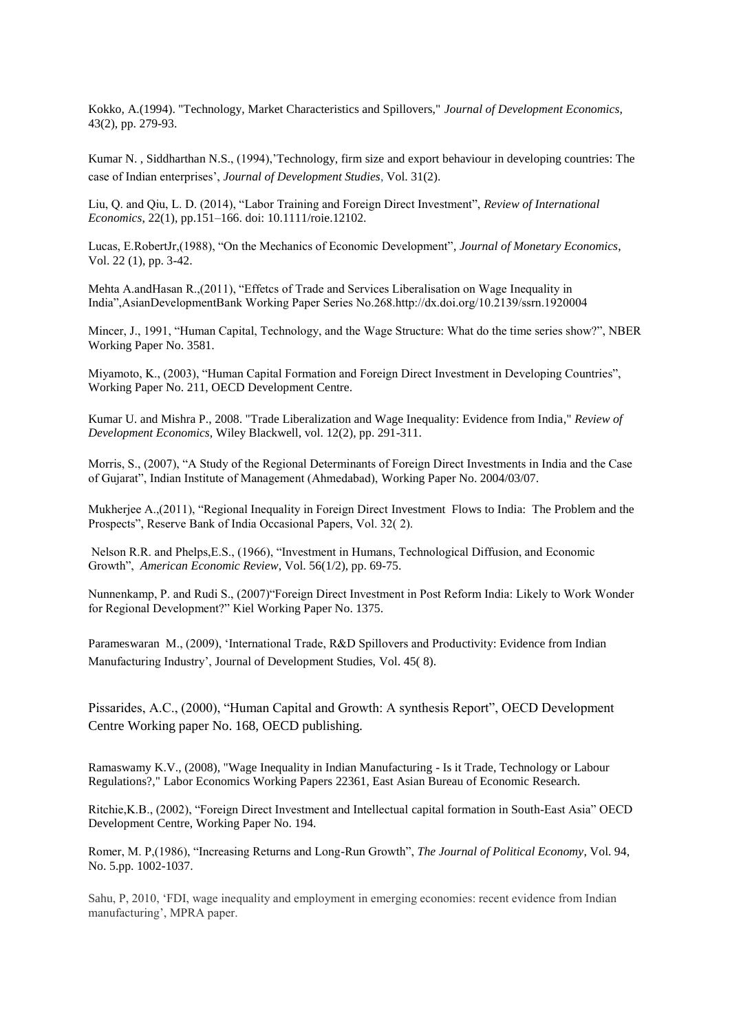Kokko, A.(1994). "Technology, Market Characteristics and Spillovers," *Journal of Development Economics*, 43(2), pp. 279-93.

Kumar N. , Siddharthan N.S., (1994),'Technology, firm size and export behaviour in developing countries: The case of Indian enterprises', *Journal of Development Studies*, Vol. 31(2).

Liu, Q. and Qiu, L. D. (2014), "Labor Training and Foreign Direct Investment", *Review of International Economics*, 22(1), pp.151–166. doi: 10.1111/roie.12102.

Lucas, E.RobertJr,(1988), "On the Mechanics of Economic Development", *Journal of Monetary Economics*, Vol. 22 (1), pp. 3-42.

Mehta A.andHasan R.,(2011), "Effetcs of Trade and Services Liberalisation on Wage Inequality in India",AsianDevelopmentBank Working Paper Series No.268.http://dx.doi.org/10.2139/ssrn.1920004

Mincer, J., 1991, "Human Capital, Technology, and the Wage Structure: What do the time series show?", NBER Working Paper No. 3581.

Miyamoto, K., (2003), "Human Capital Formation and Foreign Direct Investment in Developing Countries", Working Paper No. 211, OECD Development Centre.

Kumar U. and Mishra P., 2008. "Trade Liberalization and Wage Inequality: Evidence from India," *Review of Development Economics*, Wiley Blackwell, vol. 12(2), pp. 291-311.

Morris, S., (2007), "A Study of the Regional Determinants of Foreign Direct Investments in India and the Case of Gujarat", Indian Institute of Management (Ahmedabad), Working Paper No. 2004/03/07.

Mukherjee A.,(2011), "Regional Inequality in Foreign Direct Investment Flows to India: The Problem and the Prospects", Reserve Bank of India Occasional Papers, Vol. 32( 2).

Nelson R.R. and Phelps,E.S., (1966), "Investment in Humans, Technological Diffusion, and Economic Growth", *American Economic Review*, Vol. 56(1/2), pp. 69-75.

Nunnenkamp, P. and Rudi S., (2007)"Foreign Direct Investment in Post Reform India: Likely to Work Wonder for Regional Development?" Kiel Working Paper No. 1375.

Parameswaran M., (2009), 'International Trade, R&D Spillovers and Productivity: Evidence from Indian Manufacturing Industry', Journal of Development Studies, Vol. 45( 8).

Pissarides, A.C., (2000), "Human Capital and Growth: A synthesis Report", OECD Development Centre Working paper No. 168, OECD publishing.

Ramaswamy K.V., (2008), "Wage Inequality in Indian Manufacturing - Is it Trade, Technology or Labour Regulations?," Labor Economics Working Papers 22361, East Asian Bureau of Economic Research.

Ritchie,K.B., (2002), "Foreign Direct Investment and Intellectual capital formation in South-East Asia" OECD Development Centre, Working Paper No. 194.

Romer, M. P,(1986), "Increasing Returns and Long-Run Growth", *The Journal of Political Economy*, Vol. 94, No. 5.pp. 1002-1037.

Sahu, P, 2010, 'FDI, wage inequality and employment in emerging economies: recent evidence from Indian manufacturing', MPRA paper.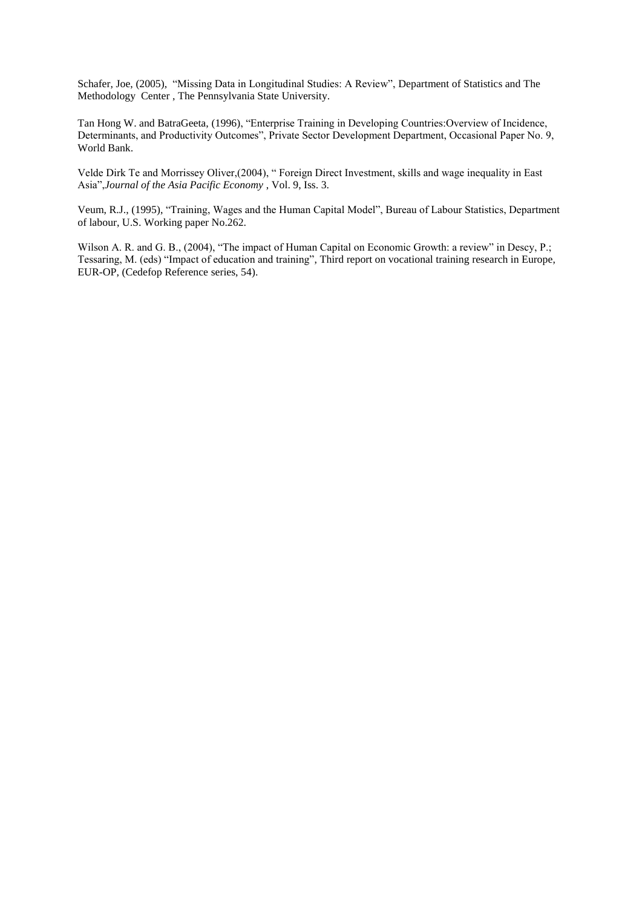Schafer, Joe, (2005), "Missing Data in Longitudinal Studies: A Review", Department of Statistics and The Methodology Center , The Pennsylvania State University.

Tan Hong W. and BatraGeeta, (1996), "Enterprise Training in Developing Countries:Overview of Incidence, Determinants, and Productivity Outcomes", Private Sector Development Department, Occasional Paper No. 9, World Bank.

Velde Dirk Te and Morrissey Oliver,(2004), " Foreign Direct Investment, skills and wage inequality in East Asia",*Journal of the Asia Pacific Economy* , Vol. 9, Iss. 3.

Veum, R.J., (1995), "Training, Wages and the Human Capital Model", Bureau of Labour Statistics, Department of labour, U.S. Working paper No.262.

Wilson A. R. and G. B., (2004), "The impact of Human Capital on Economic Growth: a review" in Descy, P.; Tessaring, M. (eds) "Impact of education and training", Third report on vocational training research in Europe, EUR-OP, (Cedefop Reference series, 54).